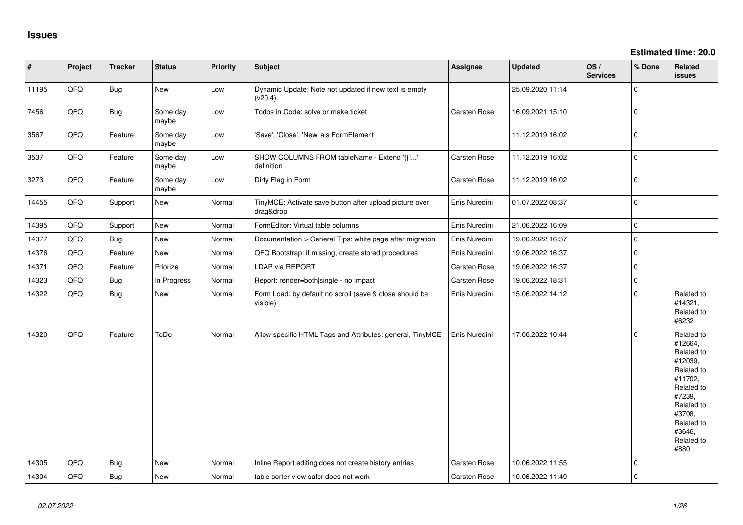# Issues

**Estimated time: 20.0**

| # | Project | Tracker | Status | Priority | Subject | Assignee | Updated | OS / Services | % Done | Related issues |
|---|---|---|---|---|---|---|---|---|---|---|
| 11195 | QFQ | Bug | New | Low | Dynamic Update: Note not updated if new text is empty (v20.4) | | 25.09.2020 11:14 | | 0 | |
| 7456 | QFQ | Bug | Some day maybe | Low | Todos in Code: solve or make ticket | Carsten Rose | 16.09.2021 15:10 | | 0 | |
| 3567 | QFQ | Feature | Some day maybe | Low | 'Save', 'Close', 'New' als FormElement | | 11.12.2019 16:02 | | 0 | |
| 3537 | QFQ | Feature | Some day maybe | Low | SHOW COLUMNS FROM tableName - Extend '{{!...' definition | Carsten Rose | 11.12.2019 16:02 | | 0 | |
| 3273 | QFQ | Feature | Some day maybe | Low | Dirty Flag in Form | Carsten Rose | 11.12.2019 16:02 | | 0 | |
| 14455 | QFQ | Support | New | Normal | TinyMCE: Activate save button after upload picture over drag&drop | Enis Nuredini | 01.07.2022 08:37 | | 0 | |
| 14395 | QFQ | Support | New | Normal | FormEditor: Virtual table columns | Enis Nuredini | 21.06.2022 16:09 | | 0 | |
| 14377 | QFQ | Bug | New | Normal | Documentation > General Tips: white page after migration | Enis Nuredini | 19.06.2022 16:37 | | 0 | |
| 14376 | QFQ | Feature | New | Normal | QFQ Bootstrap: if missing, create stored procedures | Enis Nuredini | 19.06.2022 16:37 | | 0 | |
| 14371 | QFQ | Feature | Priorize | Normal | LDAP via REPORT | Carsten Rose | 19.06.2022 16:37 | | 0 | |
| 14323 | QFQ | Bug | In Progress | Normal | Report: render=both\|single - no impact | Carsten Rose | 19.06.2022 18:31 | | 0 | |
| 14322 | QFQ | Bug | New | Normal | Form Load: by default no scroll (save & close should be visible) | Enis Nuredini | 15.06.2022 14:12 | | 0 | Related to #14321, Related to #6232 |
| 14320 | QFQ | Feature | ToDo | Normal | Allow specific HTML Tags and Attributes: general, TinyMCE | Enis Nuredini | 17.06.2022 10:44 | | 0 | Related to #12664, Related to #12039, Related to #11702, Related to #7239, Related to #3708, Related to #3646, Related to #880 |
| 14305 | QFQ | Bug | New | Normal | Inline Report editing does not create history entries | Carsten Rose | 10.06.2022 11:55 | | 0 | |
| 14304 | QFQ | Bug | New | Normal | table sorter view safer does not work | Carsten Rose | 10.06.2022 11:49 | | 0 | |

*02.07.2022*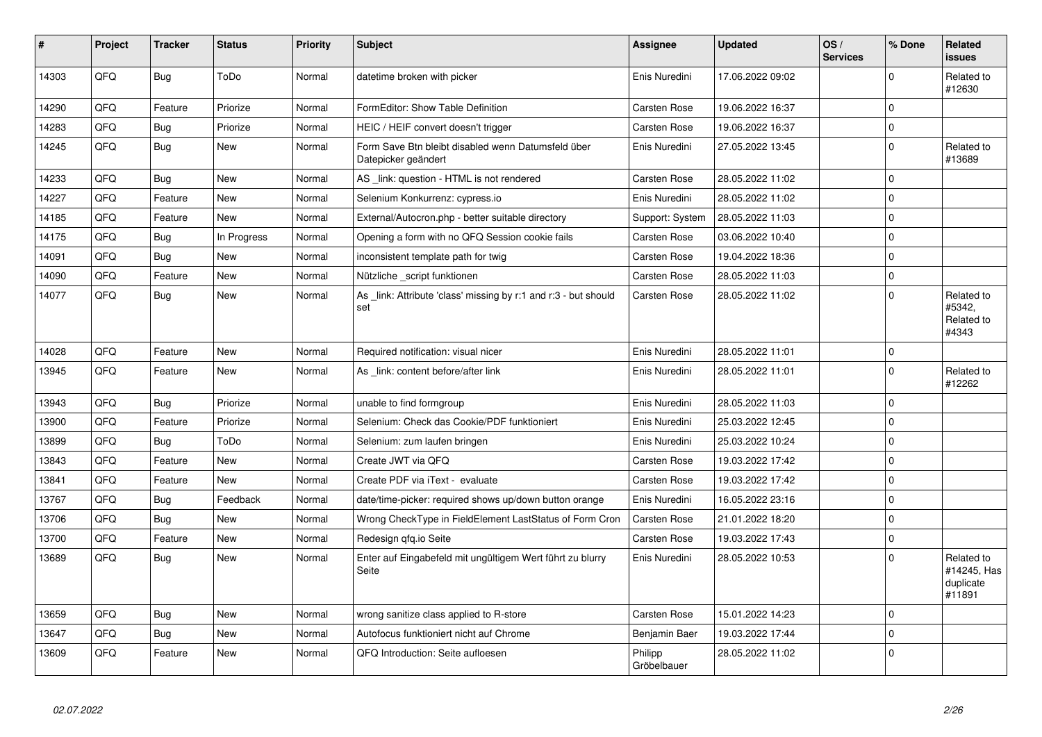| # | Project | Tracker | Status | Priority | Subject | Assignee | Updated | OS / Services | % Done | Related issues |
|---|---|---|---|---|---|---|---|---|---|---|
| 14303 | QFQ | Bug | ToDo | Normal | datetime broken with picker | Enis Nuredini | 17.06.2022 09:02 | | 0 | Related to #12630 |
| 14290 | QFQ | Feature | Priorize | Normal | FormEditor: Show Table Definition | Carsten Rose | 19.06.2022 16:37 | | 0 | |
| 14283 | QFQ | Bug | Priorize | Normal | HEIC / HEIF convert doesn't trigger | Carsten Rose | 19.06.2022 16:37 | | 0 | |
| 14245 | QFQ | Bug | New | Normal | Form Save Btn bleibt disabled wenn Datumsfeld über Datepicker geändert | Enis Nuredini | 27.05.2022 13:45 | | 0 | Related to #13689 |
| 14233 | QFQ | Bug | New | Normal | AS _link: question - HTML is not rendered | Carsten Rose | 28.05.2022 11:02 | | 0 | |
| 14227 | QFQ | Feature | New | Normal | Selenium Konkurrenz: cypress.io | Enis Nuredini | 28.05.2022 11:02 | | 0 | |
| 14185 | QFQ | Feature | New | Normal | External/Autocron.php - better suitable directory | Support: System | 28.05.2022 11:03 | | 0 | |
| 14175 | QFQ | Bug | In Progress | Normal | Opening a form with no QFQ Session cookie fails | Carsten Rose | 03.06.2022 10:40 | | 0 | |
| 14091 | QFQ | Bug | New | Normal | inconsistent template path for twig | Carsten Rose | 19.04.2022 18:36 | | 0 | |
| 14090 | QFQ | Feature | New | Normal | Nützliche _script funktionen | Carsten Rose | 28.05.2022 11:03 | | 0 | |
| 14077 | QFQ | Bug | New | Normal | As _link: Attribute 'class' missing by r:1 and r:3 - but should set | Carsten Rose | 28.05.2022 11:02 | | 0 | Related to #5342, Related to #4343 |
| 14028 | QFQ | Feature | New | Normal | Required notification: visual nicer | Enis Nuredini | 28.05.2022 11:01 | | 0 | |
| 13945 | QFQ | Feature | New | Normal | As _link: content before/after link | Enis Nuredini | 28.05.2022 11:01 | | 0 | Related to #12262 |
| 13943 | QFQ | Bug | Priorize | Normal | unable to find formgroup | Enis Nuredini | 28.05.2022 11:03 | | 0 | |
| 13900 | QFQ | Feature | Priorize | Normal | Selenium: Check das Cookie/PDF funktioniert | Enis Nuredini | 25.03.2022 12:45 | | 0 | |
| 13899 | QFQ | Bug | ToDo | Normal | Selenium: zum laufen bringen | Enis Nuredini | 25.03.2022 10:24 | | 0 | |
| 13843 | QFQ | Feature | New | Normal | Create JWT via QFQ | Carsten Rose | 19.03.2022 17:42 | | 0 | |
| 13841 | QFQ | Feature | New | Normal | Create PDF via iText - evaluate | Carsten Rose | 19.03.2022 17:42 | | 0 | |
| 13767 | QFQ | Bug | Feedback | Normal | date/time-picker: required shows up/down button orange | Enis Nuredini | 16.05.2022 23:16 | | 0 | |
| 13706 | QFQ | Bug | New | Normal | Wrong CheckType in FieldElement LastStatus of Form Cron | Carsten Rose | 21.01.2022 18:20 | | 0 | |
| 13700 | QFQ | Feature | New | Normal | Redesign qfq.io Seite | Carsten Rose | 19.03.2022 17:43 | | 0 | |
| 13689 | QFQ | Bug | New | Normal | Enter auf Eingabefeld mit ungültigem Wert führt zu blurry Seite | Enis Nuredini | 28.05.2022 10:53 | | 0 | Related to #14245, Has duplicate #11891 |
| 13659 | QFQ | Bug | New | Normal | wrong sanitize class applied to R-store | Carsten Rose | 15.01.2022 14:23 | | 0 | |
| 13647 | QFQ | Bug | New | Normal | Autofocus funktioniert nicht auf Chrome | Benjamin Baer | 19.03.2022 17:44 | | 0 | |
| 13609 | QFQ | Feature | New | Normal | QFQ Introduction: Seite aufloesen | Philipp Gröbelbauer | 28.05.2022 11:02 | | 0 | |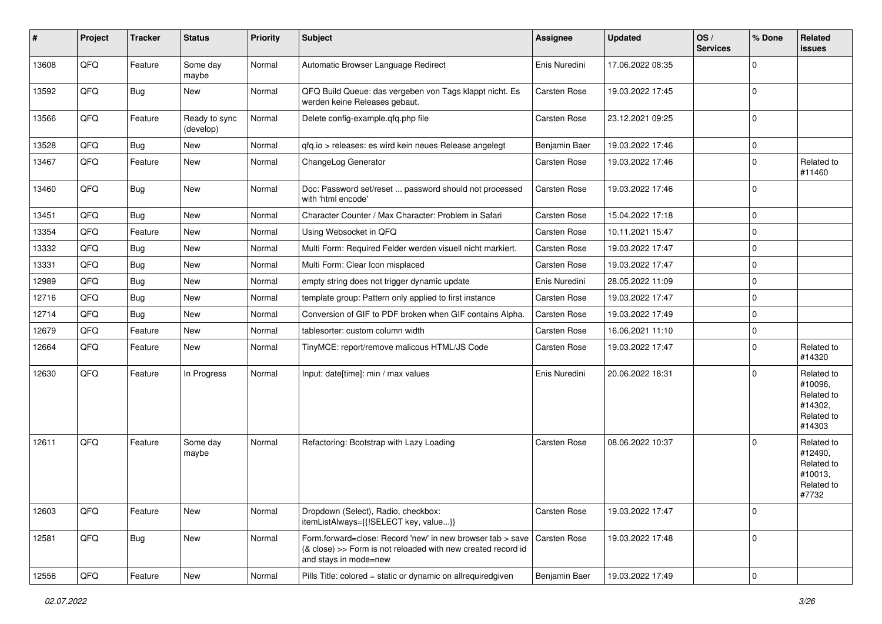| # | Project | Tracker | Status | Priority | Subject | Assignee | Updated | OS / Services | % Done | Related issues |
|---|---|---|---|---|---|---|---|---|---|---|
| 13608 | QFQ | Feature | Some day maybe | Normal | Automatic Browser Language Redirect | Enis Nuredini | 17.06.2022 08:35 | | 0 | |
| 13592 | QFQ | Bug | New | Normal | QFQ Build Queue: das vergeben von Tags klappt nicht. Es werden keine Releases gebaut. | Carsten Rose | 19.03.2022 17:45 | | 0 | |
| 13566 | QFQ | Feature | Ready to sync (develop) | Normal | Delete config-example.qfq.php file | Carsten Rose | 23.12.2021 09:25 | | 0 | |
| 13528 | QFQ | Bug | New | Normal | qfq.io > releases: es wird kein neues Release angelegt | Benjamin Baer | 19.03.2022 17:46 | | 0 | |
| 13467 | QFQ | Feature | New | Normal | ChangeLog Generator | Carsten Rose | 19.03.2022 17:46 | | 0 | Related to #11460 |
| 13460 | QFQ | Bug | New | Normal | Doc: Password set/reset ... password should not processed with 'html encode' | Carsten Rose | 19.03.2022 17:46 | | 0 | |
| 13451 | QFQ | Bug | New | Normal | Character Counter / Max Character: Problem in Safari | Carsten Rose | 15.04.2022 17:18 | | 0 | |
| 13354 | QFQ | Feature | New | Normal | Using Websocket in QFQ | Carsten Rose | 10.11.2021 15:47 | | 0 | |
| 13332 | QFQ | Bug | New | Normal | Multi Form: Required Felder werden visuell nicht markiert. | Carsten Rose | 19.03.2022 17:47 | | 0 | |
| 13331 | QFQ | Bug | New | Normal | Multi Form: Clear Icon misplaced | Carsten Rose | 19.03.2022 17:47 | | 0 | |
| 12989 | QFQ | Bug | New | Normal | empty string does not trigger dynamic update | Enis Nuredini | 28.05.2022 11:09 | | 0 | |
| 12716 | QFQ | Bug | New | Normal | template group: Pattern only applied to first instance | Carsten Rose | 19.03.2022 17:47 | | 0 | |
| 12714 | QFQ | Bug | New | Normal | Conversion of GIF to PDF broken when GIF contains Alpha. | Carsten Rose | 19.03.2022 17:49 | | 0 | |
| 12679 | QFQ | Feature | New | Normal | tablesorter: custom column width | Carsten Rose | 16.06.2021 11:10 | | 0 | |
| 12664 | QFQ | Feature | New | Normal | TinyMCE: report/remove malicous HTML/JS Code | Carsten Rose | 19.03.2022 17:47 | | 0 | Related to #14320 |
| 12630 | QFQ | Feature | In Progress | Normal | Input: date[time]: min / max values | Enis Nuredini | 20.06.2022 18:31 | | 0 | Related to #10096, Related to #14302, Related to #14303 |
| 12611 | QFQ | Feature | Some day maybe | Normal | Refactoring: Bootstrap with Lazy Loading | Carsten Rose | 08.06.2022 10:37 | | 0 | Related to #12490, Related to #10013, Related to #7732 |
| 12603 | QFQ | Feature | New | Normal | Dropdown (Select), Radio, checkbox: itemListAlways={{!SELECT key, value...}} | Carsten Rose | 19.03.2022 17:47 | | 0 | |
| 12581 | QFQ | Bug | New | Normal | Form.forward=close: Record 'new' in new browser tab > save (& close) >> Form is not reloaded with new created record id and stays in mode=new | Carsten Rose | 19.03.2022 17:48 | | 0 | |
| 12556 | QFQ | Feature | New | Normal | Pills Title: colored = static or dynamic on allrequiredgiven | Benjamin Baer | 19.03.2022 17:49 | | 0 | |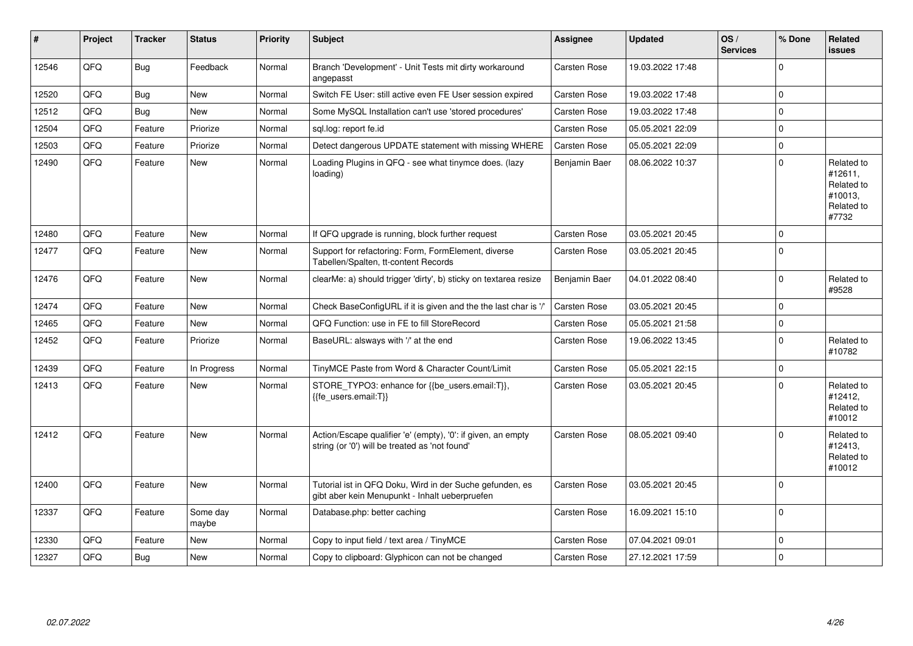| # | Project | Tracker | Status | Priority | Subject | Assignee | Updated | OS / Services | % Done | Related issues |
|---|---|---|---|---|---|---|---|---|---|---|
| 12546 | QFQ | Bug | Feedback | Normal | Branch 'Development' - Unit Tests mit dirty workaround angepasst | Carsten Rose | 19.03.2022 17:48 | | 0 | |
| 12520 | QFQ | Bug | New | Normal | Switch FE User: still active even FE User session expired | Carsten Rose | 19.03.2022 17:48 | | 0 | |
| 12512 | QFQ | Bug | New | Normal | Some MySQL Installation can't use 'stored procedures' | Carsten Rose | 19.03.2022 17:48 | | 0 | |
| 12504 | QFQ | Feature | Priorize | Normal | sql.log: report fe.id | Carsten Rose | 05.05.2021 22:09 | | 0 | |
| 12503 | QFQ | Feature | Priorize | Normal | Detect dangerous UPDATE statement with missing WHERE | Carsten Rose | 05.05.2021 22:09 | | 0 | |
| 12490 | QFQ | Feature | New | Normal | Loading Plugins in QFQ - see what tinymce does. (lazy loading) | Benjamin Baer | 08.06.2022 10:37 | | 0 | Related to #12611, Related to #10013, Related to #7732 |
| 12480 | QFQ | Feature | New | Normal | If QFQ upgrade is running, block further request | Carsten Rose | 03.05.2021 20:45 | | 0 | |
| 12477 | QFQ | Feature | New | Normal | Support for refactoring: Form, FormElement, diverse Tabellen/Spalten, tt-content Records | Carsten Rose | 03.05.2021 20:45 | | 0 | |
| 12476 | QFQ | Feature | New | Normal | clearMe: a) should trigger 'dirty', b) sticky on textarea resize | Benjamin Baer | 04.01.2022 08:40 | | 0 | Related to #9528 |
| 12474 | QFQ | Feature | New | Normal | Check BaseConfigURL if it is given and the the last char is '/' | Carsten Rose | 03.05.2021 20:45 | | 0 | |
| 12465 | QFQ | Feature | New | Normal | QFQ Function: use in FE to fill StoreRecord | Carsten Rose | 05.05.2021 21:58 | | 0 | |
| 12452 | QFQ | Feature | Priorize | Normal | BaseURL: alsways with '/' at the end | Carsten Rose | 19.06.2022 13:45 | | 0 | Related to #10782 |
| 12439 | QFQ | Feature | In Progress | Normal | TinyMCE Paste from Word & Character Count/Limit | Carsten Rose | 05.05.2021 22:15 | | 0 | |
| 12413 | QFQ | Feature | New | Normal | STORE_TYPO3: enhance for {{be_users.email:T}}, {{fe_users.email:T}} | Carsten Rose | 03.05.2021 20:45 | | 0 | Related to #12412, Related to #10012 |
| 12412 | QFQ | Feature | New | Normal | Action/Escape qualifier 'e' (empty), '0': if given, an empty string (or '0') will be treated as 'not found' | Carsten Rose | 08.05.2021 09:40 | | 0 | Related to #12413, Related to #10012 |
| 12400 | QFQ | Feature | New | Normal | Tutorial ist in QFQ Doku, Wird in der Suche gefunden, es gibt aber kein Menupunkt - Inhalt ueberpruefen | Carsten Rose | 03.05.2021 20:45 | | 0 | |
| 12337 | QFQ | Feature | Some day maybe | Normal | Database.php: better caching | Carsten Rose | 16.09.2021 15:10 | | 0 | |
| 12330 | QFQ | Feature | New | Normal | Copy to input field / text area / TinyMCE | Carsten Rose | 07.04.2021 09:01 | | 0 | |
| 12327 | QFQ | Bug | New | Normal | Copy to clipboard: Glyphicon can not be changed | Carsten Rose | 27.12.2021 17:59 | | 0 | |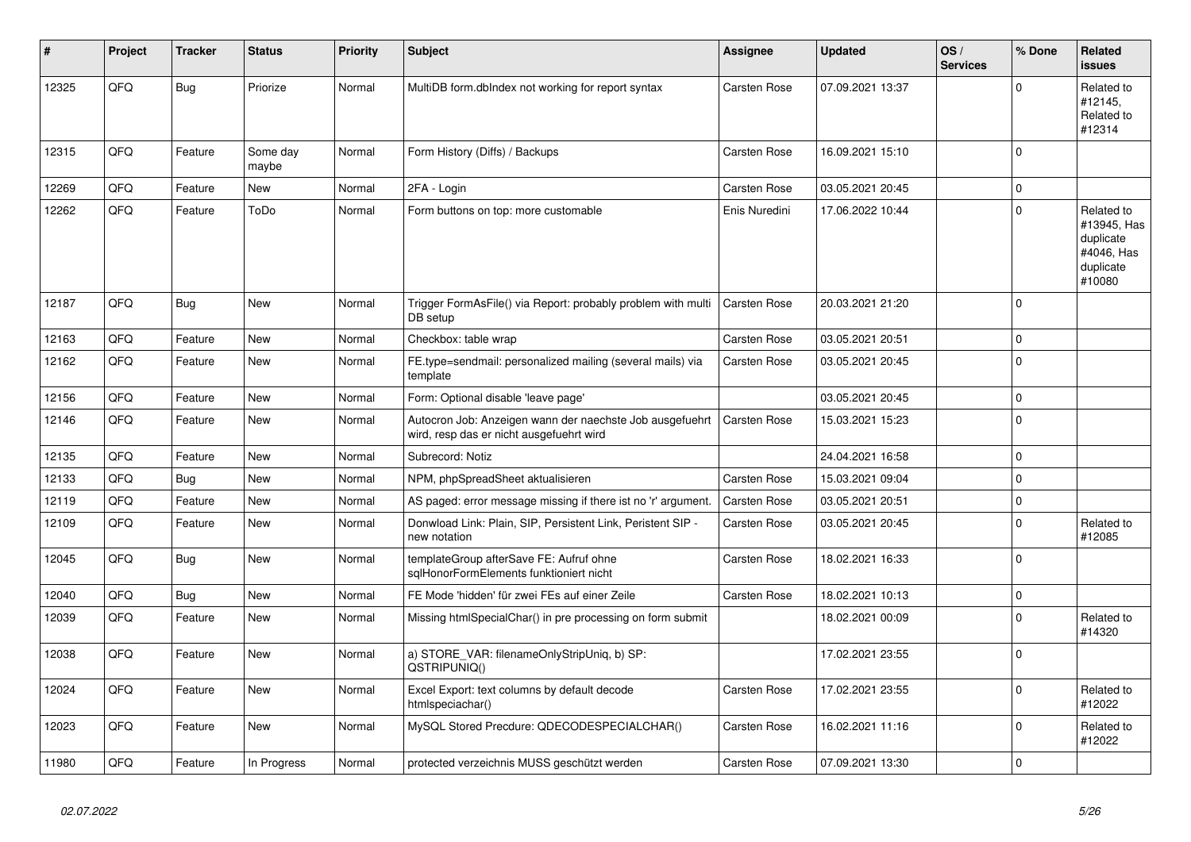| # | Project | Tracker | Status | Priority | Subject | Assignee | Updated | OS / Services | % Done | Related issues |
|---|---|---|---|---|---|---|---|---|---|---|
| 12325 | QFQ | Bug | Priorize | Normal | MultiDB form.dbIndex not working for report syntax | Carsten Rose | 07.09.2021 13:37 | | 0 | Related to #12145, Related to #12314 |
| 12315 | QFQ | Feature | Some day maybe | Normal | Form History (Diffs) / Backups | Carsten Rose | 16.09.2021 15:10 | | 0 | |
| 12269 | QFQ | Feature | New | Normal | 2FA - Login | Carsten Rose | 03.05.2021 20:45 | | 0 | |
| 12262 | QFQ | Feature | ToDo | Normal | Form buttons on top: more customable | Enis Nuredini | 17.06.2022 10:44 | | 0 | Related to #13945, Has duplicate #4046, Has duplicate #10080 |
| 12187 | QFQ | Bug | New | Normal | Trigger FormAsFile() via Report: probably problem with multi DB setup | Carsten Rose | 20.03.2021 21:20 | | 0 | |
| 12163 | QFQ | Feature | New | Normal | Checkbox: table wrap | Carsten Rose | 03.05.2021 20:51 | | 0 | |
| 12162 | QFQ | Feature | New | Normal | FE.type=sendmail: personalized mailing (several mails) via template | Carsten Rose | 03.05.2021 20:45 | | 0 | |
| 12156 | QFQ | Feature | New | Normal | Form: Optional disable 'leave page' | | 03.05.2021 20:45 | | 0 | |
| 12146 | QFQ | Feature | New | Normal | Autocron Job: Anzeigen wann der naechste Job ausgefuehrt wird, resp das er nicht ausgefuehrt wird | Carsten Rose | 15.03.2021 15:23 | | 0 | |
| 12135 | QFQ | Feature | New | Normal | Subrecord: Notiz | | 24.04.2021 16:58 | | 0 | |
| 12133 | QFQ | Bug | New | Normal | NPM, phpSpreadSheet aktualisieren | Carsten Rose | 15.03.2021 09:04 | | 0 | |
| 12119 | QFQ | Feature | New | Normal | AS paged: error message missing if there ist no 'r' argument. | Carsten Rose | 03.05.2021 20:51 | | 0 | |
| 12109 | QFQ | Feature | New | Normal | Donwload Link: Plain, SIP, Persistent Link, Peristent SIP - new notation | Carsten Rose | 03.05.2021 20:45 | | 0 | Related to #12085 |
| 12045 | QFQ | Bug | New | Normal | templateGroup afterSave FE: Aufruf ohne sqlHonorFormElements funktioniert nicht | Carsten Rose | 18.02.2021 16:33 | | 0 | |
| 12040 | QFQ | Bug | New | Normal | FE Mode 'hidden' für zwei FEs auf einer Zeile | Carsten Rose | 18.02.2021 10:13 | | 0 | |
| 12039 | QFQ | Feature | New | Normal | Missing htmlSpecialChar() in pre processing on form submit | | 18.02.2021 00:09 | | 0 | Related to #14320 |
| 12038 | QFQ | Feature | New | Normal | a) STORE_VAR: filenameOnlyStripUniq, b) SP: QSTRIPUNIQ() | | 17.02.2021 23:55 | | 0 | |
| 12024 | QFQ | Feature | New | Normal | Excel Export: text columns by default decode htmlspeciachar() | Carsten Rose | 17.02.2021 23:55 | | 0 | Related to #12022 |
| 12023 | QFQ | Feature | New | Normal | MySQL Stored Precdure: QDECODESPECIALCHAR() | Carsten Rose | 16.02.2021 11:16 | | 0 | Related to #12022 |
| 11980 | QFQ | Feature | In Progress | Normal | protected verzeichnis MUSS geschützt werden | Carsten Rose | 07.09.2021 13:30 | | 0 | |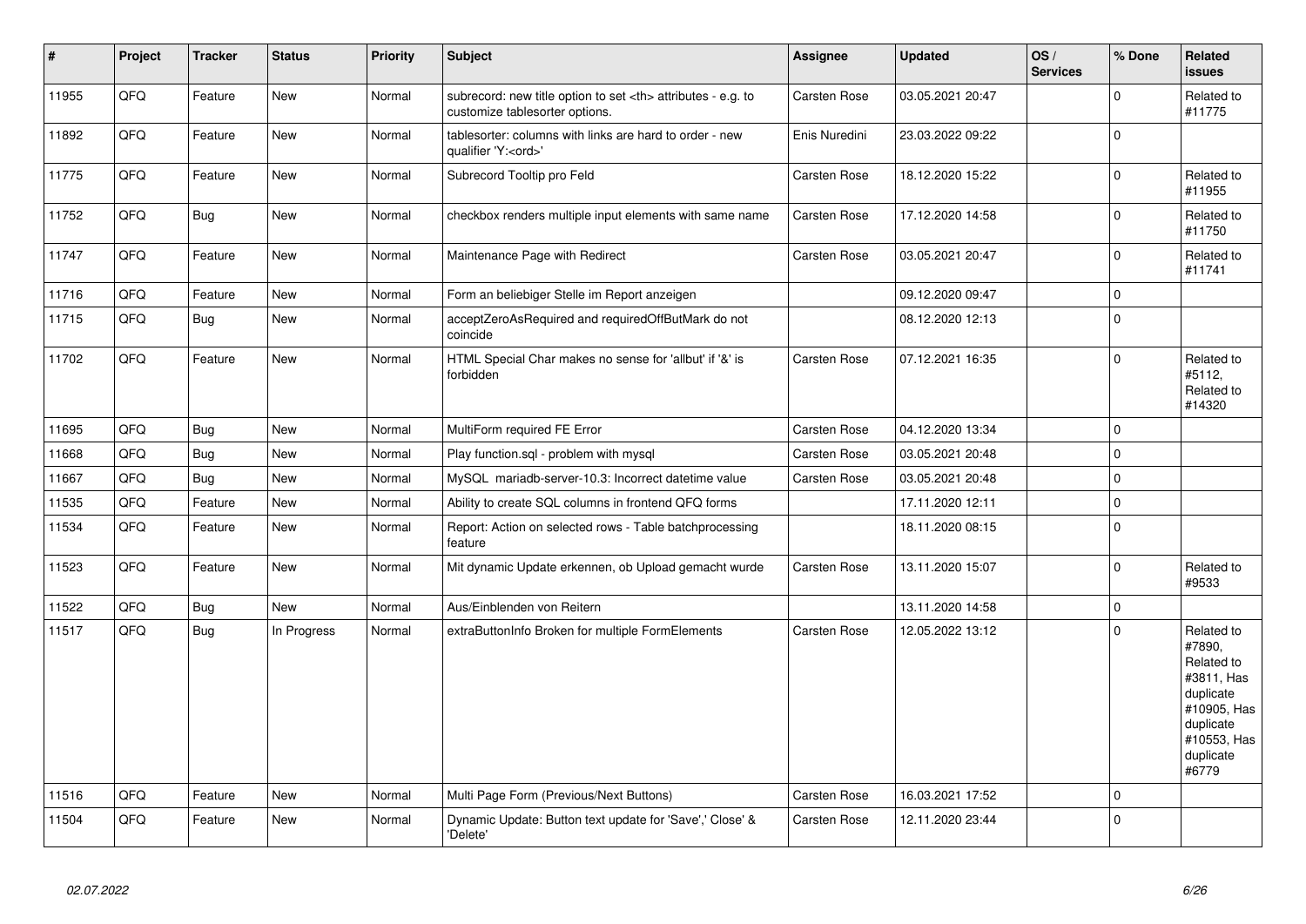| # | Project | Tracker | Status | Priority | Subject | Assignee | Updated | OS / Services | % Done | Related issues |
|---|---|---|---|---|---|---|---|---|---|---|
| 11955 | QFQ | Feature | New | Normal | subrecord: new title option to set <th> attributes - e.g. to customize tablesorter options. | Carsten Rose | 03.05.2021 20:47 | | 0 | Related to #11775 |
| 11892 | QFQ | Feature | New | Normal | tablesorter: columns with links are hard to order - new qualifier 'Y:<ord>' | Enis Nuredini | 23.03.2022 09:22 | | 0 | |
| 11775 | QFQ | Feature | New | Normal | Subrecord Tooltip pro Feld | Carsten Rose | 18.12.2020 15:22 | | 0 | Related to #11955 |
| 11752 | QFQ | Bug | New | Normal | checkbox renders multiple input elements with same name | Carsten Rose | 17.12.2020 14:58 | | 0 | Related to #11750 |
| 11747 | QFQ | Feature | New | Normal | Maintenance Page with Redirect | Carsten Rose | 03.05.2021 20:47 | | 0 | Related to #11741 |
| 11716 | QFQ | Feature | New | Normal | Form an beliebiger Stelle im Report anzeigen | | 09.12.2020 09:47 | | 0 | |
| 11715 | QFQ | Bug | New | Normal | acceptZeroAsRequired and requiredOffButMark do not coincide | | 08.12.2020 12:13 | | 0 | |
| 11702 | QFQ | Feature | New | Normal | HTML Special Char makes no sense for 'allbut' if '&' is forbidden | Carsten Rose | 07.12.2021 16:35 | | 0 | Related to #5112, Related to #14320 |
| 11695 | QFQ | Bug | New | Normal | MultiForm required FE Error | Carsten Rose | 04.12.2020 13:34 | | 0 | |
| 11668 | QFQ | Bug | New | Normal | Play function.sql - problem with mysql | Carsten Rose | 03.05.2021 20:48 | | 0 | |
| 11667 | QFQ | Bug | New | Normal | MySQL mariadb-server-10.3: Incorrect datetime value | Carsten Rose | 03.05.2021 20:48 | | 0 | |
| 11535 | QFQ | Feature | New | Normal | Ability to create SQL columns in frontend QFQ forms | | 17.11.2020 12:11 | | 0 | |
| 11534 | QFQ | Feature | New | Normal | Report: Action on selected rows - Table batchprocessing feature | | 18.11.2020 08:15 | | 0 | |
| 11523 | QFQ | Feature | New | Normal | Mit dynamic Update erkennen, ob Upload gemacht wurde | Carsten Rose | 13.11.2020 15:07 | | 0 | Related to #9533 |
| 11522 | QFQ | Bug | New | Normal | Aus/Einblenden von Reitern | | 13.11.2020 14:58 | | 0 | |
| 11517 | QFQ | Bug | In Progress | Normal | extraButtonInfo Broken for multiple FormElements | Carsten Rose | 12.05.2022 13:12 | | 0 | Related to #7890, Related to #3811, Has duplicate #10905, Has duplicate #10553, Has duplicate #6779 |
| 11516 | QFQ | Feature | New | Normal | Multi Page Form (Previous/Next Buttons) | Carsten Rose | 16.03.2021 17:52 | | 0 | |
| 11504 | QFQ | Feature | New | Normal | Dynamic Update: Button text update for 'Save',' Close' & 'Delete' | Carsten Rose | 12.11.2020 23:44 | | 0 | |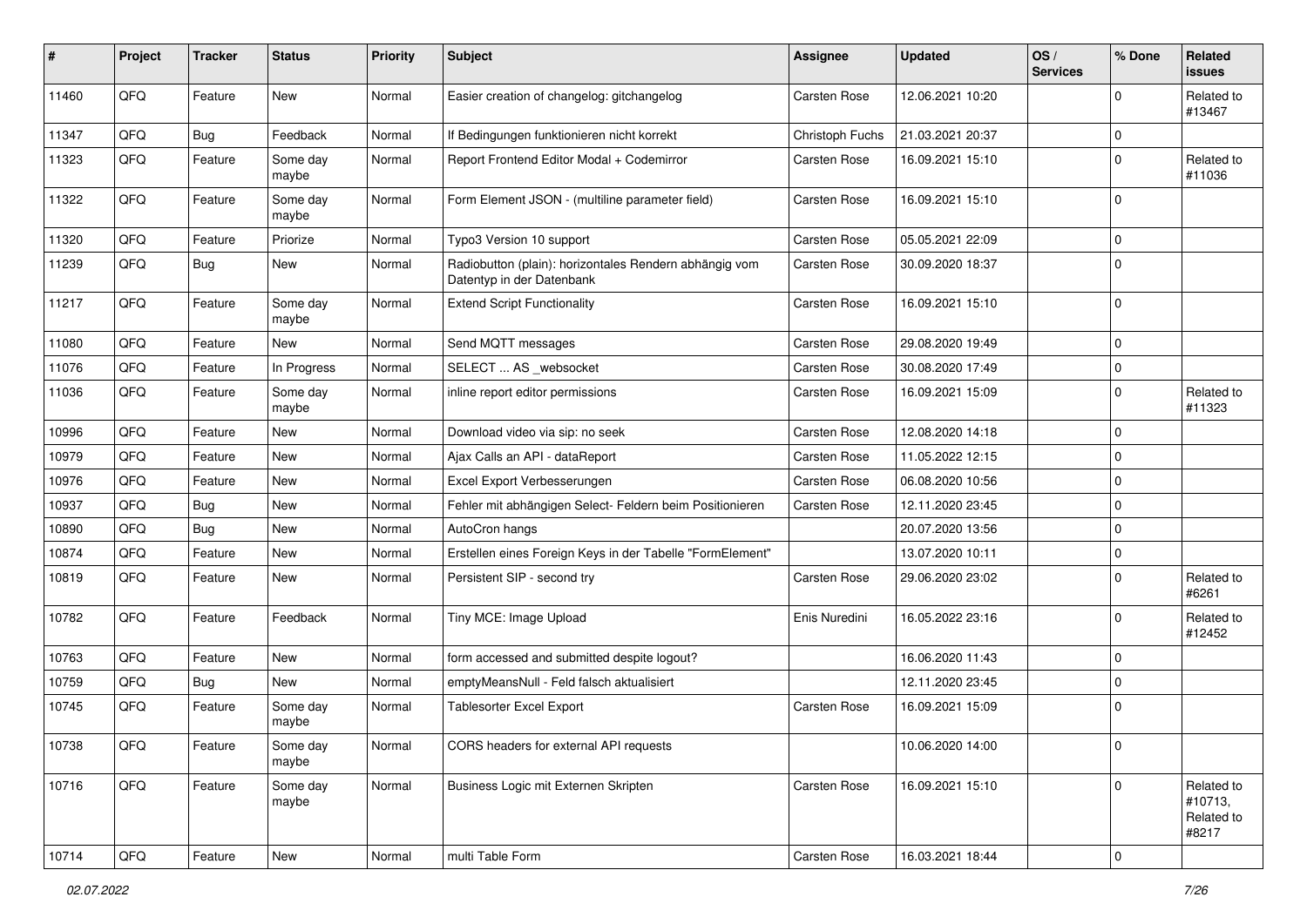| # | Project | Tracker | Status | Priority | Subject | Assignee | Updated | OS / Services | % Done | Related issues |
|---|---|---|---|---|---|---|---|---|---|---|
| 11460 | QFQ | Feature | New | Normal | Easier creation of changelog: gitchangelog | Carsten Rose | 12.06.2021 10:20 | | 0 | Related to #13467 |
| 11347 | QFQ | Bug | Feedback | Normal | If Bedingungen funktionieren nicht korrekt | Christoph Fuchs | 21.03.2021 20:37 | | 0 | |
| 11323 | QFQ | Feature | Some day maybe | Normal | Report Frontend Editor Modal + Codemirror | Carsten Rose | 16.09.2021 15:10 | | 0 | Related to #11036 |
| 11322 | QFQ | Feature | Some day maybe | Normal | Form Element JSON - (multiline parameter field) | Carsten Rose | 16.09.2021 15:10 | | 0 | |
| 11320 | QFQ | Feature | Priorize | Normal | Typo3 Version 10 support | Carsten Rose | 05.05.2021 22:09 | | 0 | |
| 11239 | QFQ | Bug | New | Normal | Radiobutton (plain): horizontales Rendern abhängig vom Datentyp in der Datenbank | Carsten Rose | 30.09.2020 18:37 | | 0 | |
| 11217 | QFQ | Feature | Some day maybe | Normal | Extend Script Functionality | Carsten Rose | 16.09.2021 15:10 | | 0 | |
| 11080 | QFQ | Feature | New | Normal | Send MQTT messages | Carsten Rose | 29.08.2020 19:49 | | 0 | |
| 11076 | QFQ | Feature | In Progress | Normal | SELECT ... AS _websocket | Carsten Rose | 30.08.2020 17:49 | | 0 | |
| 11036 | QFQ | Feature | Some day maybe | Normal | inline report editor permissions | Carsten Rose | 16.09.2021 15:09 | | 0 | Related to #11323 |
| 10996 | QFQ | Feature | New | Normal | Download video via sip: no seek | Carsten Rose | 12.08.2020 14:18 | | 0 | |
| 10979 | QFQ | Feature | New | Normal | Ajax Calls an API - dataReport | Carsten Rose | 11.05.2022 12:15 | | 0 | |
| 10976 | QFQ | Feature | New | Normal | Excel Export Verbesserungen | Carsten Rose | 06.08.2020 10:56 | | 0 | |
| 10937 | QFQ | Bug | New | Normal | Fehler mit abhängigen Select- Feldern beim Positionieren | Carsten Rose | 12.11.2020 23:45 | | 0 | |
| 10890 | QFQ | Bug | New | Normal | AutoCron hangs | | 20.07.2020 13:56 | | 0 | |
| 10874 | QFQ | Feature | New | Normal | Erstellen eines Foreign Keys in der Tabelle "FormElement" | | 13.07.2020 10:11 | | 0 | |
| 10819 | QFQ | Feature | New | Normal | Persistent SIP - second try | Carsten Rose | 29.06.2020 23:02 | | 0 | Related to #6261 |
| 10782 | QFQ | Feature | Feedback | Normal | Tiny MCE: Image Upload | Enis Nuredini | 16.05.2022 23:16 | | 0 | Related to #12452 |
| 10763 | QFQ | Feature | New | Normal | form accessed and submitted despite logout? | | 16.06.2020 11:43 | | 0 | |
| 10759 | QFQ | Bug | New | Normal | emptyMeansNull - Feld falsch aktualisiert | | 12.11.2020 23:45 | | 0 | |
| 10745 | QFQ | Feature | Some day maybe | Normal | Tablesorter Excel Export | Carsten Rose | 16.09.2021 15:09 | | 0 | |
| 10738 | QFQ | Feature | Some day maybe | Normal | CORS headers for external API requests | | 10.06.2020 14:00 | | 0 | |
| 10716 | QFQ | Feature | Some day maybe | Normal | Business Logic mit Externen Skripten | Carsten Rose | 16.09.2021 15:10 | | 0 | Related to #10713, Related to #8217 |
| 10714 | QFQ | Feature | New | Normal | multi Table Form | Carsten Rose | 16.03.2021 18:44 | | 0 | |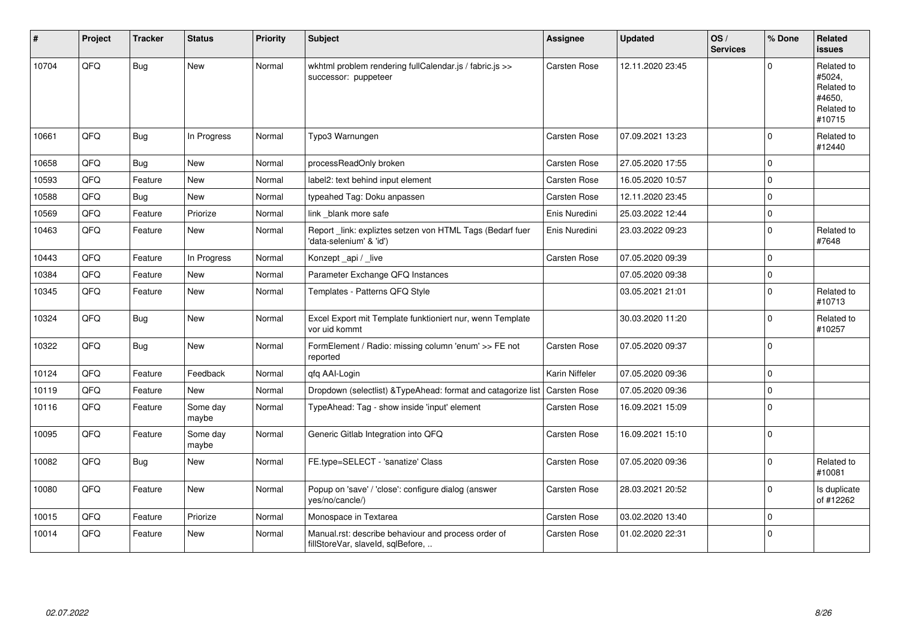| # | Project | Tracker | Status | Priority | Subject | Assignee | Updated | OS / Services | % Done | Related issues |
|---|---|---|---|---|---|---|---|---|---|---|
| 10704 | QFQ | Bug | New | Normal | wkhtml problem rendering fullCalendar.js / fabric.js >> successor: puppeteer | Carsten Rose | 12.11.2020 23:45 | | 0 | Related to #5024, Related to #4650, Related to #10715 |
| 10661 | QFQ | Bug | In Progress | Normal | Typo3 Warnungen | Carsten Rose | 07.09.2021 13:23 | | 0 | Related to #12440 |
| 10658 | QFQ | Bug | New | Normal | processReadOnly broken | Carsten Rose | 27.05.2020 17:55 | | 0 | |
| 10593 | QFQ | Feature | New | Normal | label2: text behind input element | Carsten Rose | 16.05.2020 10:57 | | 0 | |
| 10588 | QFQ | Bug | New | Normal | typeahed Tag: Doku anpassen | Carsten Rose | 12.11.2020 23:45 | | 0 | |
| 10569 | QFQ | Feature | Priorize | Normal | link _blank more safe | Enis Nuredini | 25.03.2022 12:44 | | 0 | |
| 10463 | QFQ | Feature | New | Normal | Report _link: expliztes setzen von HTML Tags (Bedarf fuer 'data-selenium' & 'id') | Enis Nuredini | 23.03.2022 09:23 | | 0 | Related to #7648 |
| 10443 | QFQ | Feature | In Progress | Normal | Konzept _api / _live | Carsten Rose | 07.05.2020 09:39 | | 0 | |
| 10384 | QFQ | Feature | New | Normal | Parameter Exchange QFQ Instances | | 07.05.2020 09:38 | | 0 | |
| 10345 | QFQ | Feature | New | Normal | Templates - Patterns QFQ Style | | 03.05.2021 21:01 | | 0 | Related to #10713 |
| 10324 | QFQ | Bug | New | Normal | Excel Export mit Template funktioniert nur, wenn Template vor uid kommt | | 30.03.2020 11:20 | | 0 | Related to #10257 |
| 10322 | QFQ | Bug | New | Normal | FormElement / Radio: missing column 'enum' >> FE not reported | Carsten Rose | 07.05.2020 09:37 | | 0 | |
| 10124 | QFQ | Feature | Feedback | Normal | qfq AAI-Login | Karin Niffeler | 07.05.2020 09:36 | | 0 | |
| 10119 | QFQ | Feature | New | Normal | Dropdown (selectlist) &TypeAhead: format and catagorize list | Carsten Rose | 07.05.2020 09:36 | | 0 | |
| 10116 | QFQ | Feature | Some day maybe | Normal | TypeAhead: Tag - show inside 'input' element | Carsten Rose | 16.09.2021 15:09 | | 0 | |
| 10095 | QFQ | Feature | Some day maybe | Normal | Generic Gitlab Integration into QFQ | Carsten Rose | 16.09.2021 15:10 | | 0 | |
| 10082 | QFQ | Bug | New | Normal | FE.type=SELECT - 'sanatize' Class | Carsten Rose | 07.05.2020 09:36 | | 0 | Related to #10081 |
| 10080 | QFQ | Feature | New | Normal | Popup on 'save' / 'close': configure dialog (answer yes/no/cancle/) | Carsten Rose | 28.03.2021 20:52 | | 0 | Is duplicate of #12262 |
| 10015 | QFQ | Feature | Priorize | Normal | Monospace in Textarea | Carsten Rose | 03.02.2020 13:40 | | 0 | |
| 10014 | QFQ | Feature | New | Normal | Manual.rst: describe behaviour and process order of fillStoreVar, slaveId, sqlBefore, .. | Carsten Rose | 01.02.2020 22:31 | | 0 | |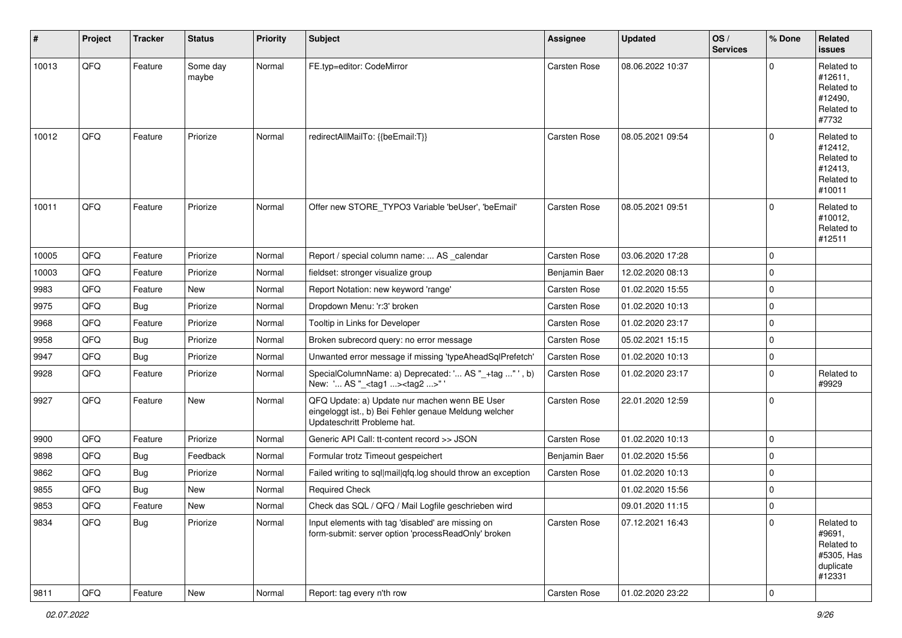| # | Project | Tracker | Status | Priority | Subject | Assignee | Updated | OS / Services | % Done | Related issues |
|---|---|---|---|---|---|---|---|---|---|---|
| 10013 | QFQ | Feature | Some day maybe | Normal | FE.typ=editor: CodeMirror | Carsten Rose | 08.06.2022 10:37 | | 0 | Related to #12611, Related to #12490, Related to #7732 |
| 10012 | QFQ | Feature | Priorize | Normal | redirectAllMailTo: {{beEmail:T}} | Carsten Rose | 08.05.2021 09:54 | | 0 | Related to #12412, Related to #12413, Related to #10011 |
| 10011 | QFQ | Feature | Priorize | Normal | Offer new STORE_TYPO3 Variable 'beUser', 'beEmail' | Carsten Rose | 08.05.2021 09:51 | | 0 | Related to #10012, Related to #12511 |
| 10005 | QFQ | Feature | Priorize | Normal | Report / special column name: ... AS _calendar | Carsten Rose | 03.06.2020 17:28 | | 0 | |
| 10003 | QFQ | Feature | Priorize | Normal | fieldset: stronger visualize group | Benjamin Baer | 12.02.2020 08:13 | | 0 | |
| 9983 | QFQ | Feature | New | Normal | Report Notation: new keyword 'range' | Carsten Rose | 01.02.2020 15:55 | | 0 | |
| 9975 | QFQ | Bug | Priorize | Normal | Dropdown Menu: 'r:3' broken | Carsten Rose | 01.02.2020 10:13 | | 0 | |
| 9968 | QFQ | Feature | Priorize | Normal | Tooltip in Links for Developer | Carsten Rose | 01.02.2020 23:17 | | 0 | |
| 9958 | QFQ | Bug | Priorize | Normal | Broken subrecord query: no error message | Carsten Rose | 05.02.2021 15:15 | | 0 | |
| 9947 | QFQ | Bug | Priorize | Normal | Unwanted error message if missing 'typeAheadSqlPrefetch' | Carsten Rose | 01.02.2020 10:13 | | 0 | |
| 9928 | QFQ | Feature | Priorize | Normal | SpecialColumnName: a) Deprecated: '... AS "_+tag ..." ', b) New: '... AS "_<tag1 ...><tag2 ...>" ' | Carsten Rose | 01.02.2020 23:17 | | 0 | Related to #9929 |
| 9927 | QFQ | Feature | New | Normal | QFQ Update: a) Update nur machen wenn BE User eingeloggt ist., b) Bei Fehler genaue Meldung welcher Updateschritt Probleme hat. | Carsten Rose | 22.01.2020 12:59 | | 0 | |
| 9900 | QFQ | Feature | Priorize | Normal | Generic API Call: tt-content record >> JSON | Carsten Rose | 01.02.2020 10:13 | | 0 | |
| 9898 | QFQ | Bug | Feedback | Normal | Formular trotz Timeout gespeichert | Benjamin Baer | 01.02.2020 15:56 | | 0 | |
| 9862 | QFQ | Bug | Priorize | Normal | Failed writing to sql\|mail\|qfq.log should throw an exception | Carsten Rose | 01.02.2020 10:13 | | 0 | |
| 9855 | QFQ | Bug | New | Normal | Required Check | | 01.02.2020 15:56 | | 0 | |
| 9853 | QFQ | Feature | New | Normal | Check das SQL / QFQ / Mail Logfile geschrieben wird | | 09.01.2020 11:15 | | 0 | |
| 9834 | QFQ | Bug | Priorize | Normal | Input elements with tag 'disabled' are missing on form-submit: server option 'processReadOnly' broken | Carsten Rose | 07.12.2021 16:43 | | 0 | Related to #9691, Related to #5305, Has duplicate #12331 |
| 9811 | QFQ | Feature | New | Normal | Report: tag every n'th row | Carsten Rose | 01.02.2020 23:22 | | 0 | |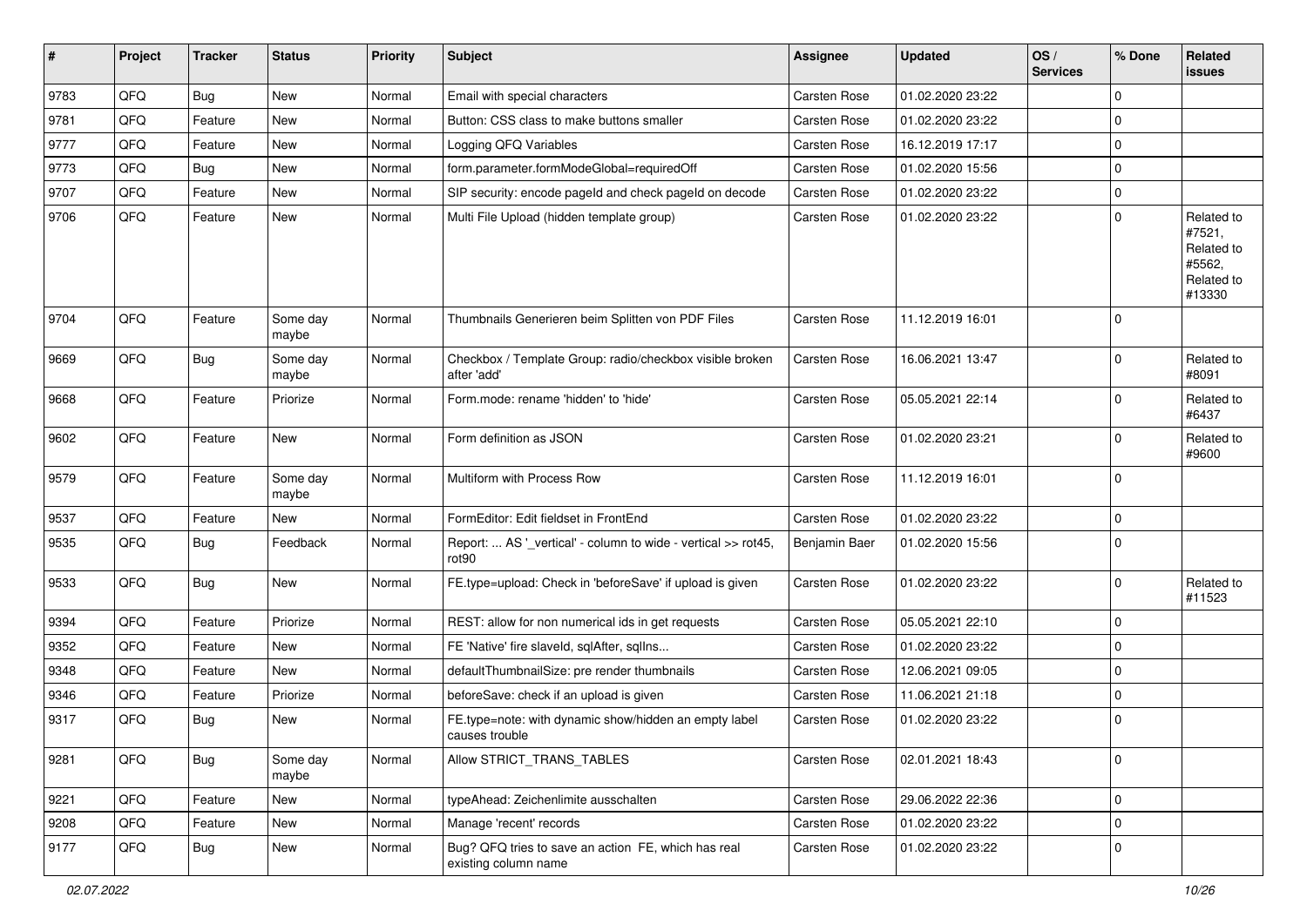| # | Project | Tracker | Status | Priority | Subject | Assignee | Updated | OS / Services | % Done | Related issues |
|---|---|---|---|---|---|---|---|---|---|---|
| 9783 | QFQ | Bug | New | Normal | Email with special characters | Carsten Rose | 01.02.2020 23:22 | | 0 | |
| 9781 | QFQ | Feature | New | Normal | Button: CSS class to make buttons smaller | Carsten Rose | 01.02.2020 23:22 | | 0 | |
| 9777 | QFQ | Feature | New | Normal | Logging QFQ Variables | Carsten Rose | 16.12.2019 17:17 | | 0 | |
| 9773 | QFQ | Bug | New | Normal | form.parameter.formModeGlobal=requiredOff | Carsten Rose | 01.02.2020 15:56 | | 0 | |
| 9707 | QFQ | Feature | New | Normal | SIP security: encode pageId and check pageId on decode | Carsten Rose | 01.02.2020 23:22 | | 0 | |
| 9706 | QFQ | Feature | New | Normal | Multi File Upload (hidden template group) | Carsten Rose | 01.02.2020 23:22 | | 0 | Related to #7521, Related to #5562, Related to #13330 |
| 9704 | QFQ | Feature | Some day maybe | Normal | Thumbnails Generieren beim Splitten von PDF Files | Carsten Rose | 11.12.2019 16:01 | | 0 | |
| 9669 | QFQ | Bug | Some day maybe | Normal | Checkbox / Template Group: radio/checkbox visible broken after 'add' | Carsten Rose | 16.06.2021 13:47 | | 0 | Related to #8091 |
| 9668 | QFQ | Feature | Priorize | Normal | Form.mode: rename 'hidden' to 'hide' | Carsten Rose | 05.05.2021 22:14 | | 0 | Related to #6437 |
| 9602 | QFQ | Feature | New | Normal | Form definition as JSON | Carsten Rose | 01.02.2020 23:21 | | 0 | Related to #9600 |
| 9579 | QFQ | Feature | Some day maybe | Normal | Multiform with Process Row | Carsten Rose | 11.12.2019 16:01 | | 0 | |
| 9537 | QFQ | Feature | New | Normal | FormEditor: Edit fieldset in FrontEnd | Carsten Rose | 01.02.2020 23:22 | | 0 | |
| 9535 | QFQ | Bug | Feedback | Normal | Report: ... AS '_vertical' - column to wide - vertical >> rot45, rot90 | Benjamin Baer | 01.02.2020 15:56 | | 0 | |
| 9533 | QFQ | Bug | New | Normal | FE.type=upload: Check in 'beforeSave' if upload is given | Carsten Rose | 01.02.2020 23:22 | | 0 | Related to #11523 |
| 9394 | QFQ | Feature | Priorize | Normal | REST: allow for non numerical ids in get requests | Carsten Rose | 05.05.2021 22:10 | | 0 | |
| 9352 | QFQ | Feature | New | Normal | FE 'Native' fire slaveId, sqlAfter, sqlIns... | Carsten Rose | 01.02.2020 23:22 | | 0 | |
| 9348 | QFQ | Feature | New | Normal | defaultThumbnailSize: pre render thumbnails | Carsten Rose | 12.06.2021 09:05 | | 0 | |
| 9346 | QFQ | Feature | Priorize | Normal | beforeSave: check if an upload is given | Carsten Rose | 11.06.2021 21:18 | | 0 | |
| 9317 | QFQ | Bug | New | Normal | FE.type=note: with dynamic show/hidden an empty label causes trouble | Carsten Rose | 01.02.2020 23:22 | | 0 | |
| 9281 | QFQ | Bug | Some day maybe | Normal | Allow STRICT_TRANS_TABLES | Carsten Rose | 02.01.2021 18:43 | | 0 | |
| 9221 | QFQ | Feature | New | Normal | typeAhead: Zeichenlimite ausschalten | Carsten Rose | 29.06.2022 22:36 | | 0 | |
| 9208 | QFQ | Feature | New | Normal | Manage 'recent' records | Carsten Rose | 01.02.2020 23:22 | | 0 | |
| 9177 | QFQ | Bug | New | Normal | Bug? QFQ tries to save an action FE, which has real existing column name | Carsten Rose | 01.02.2020 23:22 | | 0 | |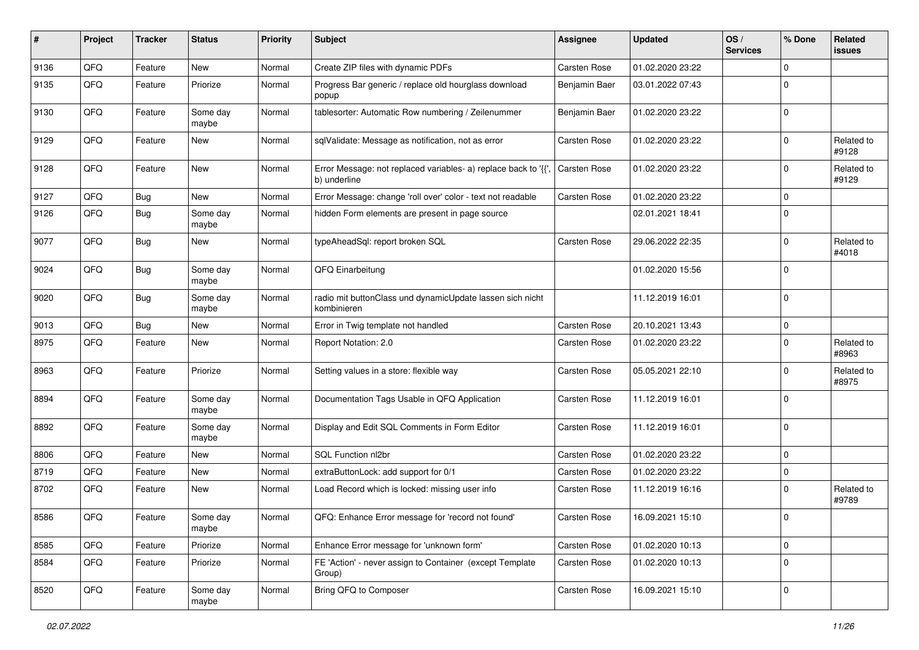| # | Project | Tracker | Status | Priority | Subject | Assignee | Updated | OS / Services | % Done | Related issues |
|---|---|---|---|---|---|---|---|---|---|---|
| 9136 | QFQ | Feature | New | Normal | Create ZIP files with dynamic PDFs | Carsten Rose | 01.02.2020 23:22 | | 0 | |
| 9135 | QFQ | Feature | Priorize | Normal | Progress Bar generic / replace old hourglass download popup | Benjamin Baer | 03.01.2022 07:43 | | 0 | |
| 9130 | QFQ | Feature | Some day maybe | Normal | tablesorter: Automatic Row numbering / Zeilenummer | Benjamin Baer | 01.02.2020 23:22 | | 0 | |
| 9129 | QFQ | Feature | New | Normal | sqlValidate: Message as notification, not as error | Carsten Rose | 01.02.2020 23:22 | | 0 | Related to #9128 |
| 9128 | QFQ | Feature | New | Normal | Error Message: not replaced variables- a) replace back to '{{', b) underline | Carsten Rose | 01.02.2020 23:22 | | 0 | Related to #9129 |
| 9127 | QFQ | Bug | New | Normal | Error Message: change 'roll over' color - text not readable | Carsten Rose | 01.02.2020 23:22 | | 0 | |
| 9126 | QFQ | Bug | Some day maybe | Normal | hidden Form elements are present in page source | | 02.01.2021 18:41 | | 0 | |
| 9077 | QFQ | Bug | New | Normal | typeAheadSql: report broken SQL | Carsten Rose | 29.06.2022 22:35 | | 0 | Related to #4018 |
| 9024 | QFQ | Bug | Some day maybe | Normal | QFQ Einarbeitung | | 01.02.2020 15:56 | | 0 | |
| 9020 | QFQ | Bug | Some day maybe | Normal | radio mit buttonClass und dynamicUpdate lassen sich nicht kombinieren | | 11.12.2019 16:01 | | 0 | |
| 9013 | QFQ | Bug | New | Normal | Error in Twig template not handled | Carsten Rose | 20.10.2021 13:43 | | 0 | |
| 8975 | QFQ | Feature | New | Normal | Report Notation: 2.0 | Carsten Rose | 01.02.2020 23:22 | | 0 | Related to #8963 |
| 8963 | QFQ | Feature | Priorize | Normal | Setting values in a store: flexible way | Carsten Rose | 05.05.2021 22:10 | | 0 | Related to #8975 |
| 8894 | QFQ | Feature | Some day maybe | Normal | Documentation Tags Usable in QFQ Application | Carsten Rose | 11.12.2019 16:01 | | 0 | |
| 8892 | QFQ | Feature | Some day maybe | Normal | Display and Edit SQL Comments in Form Editor | Carsten Rose | 11.12.2019 16:01 | | 0 | |
| 8806 | QFQ | Feature | New | Normal | SQL Function nl2br | Carsten Rose | 01.02.2020 23:22 | | 0 | |
| 8719 | QFQ | Feature | New | Normal | extraButtonLock: add support for 0/1 | Carsten Rose | 01.02.2020 23:22 | | 0 | |
| 8702 | QFQ | Feature | New | Normal | Load Record which is locked: missing user info | Carsten Rose | 11.12.2019 16:16 | | 0 | Related to #9789 |
| 8586 | QFQ | Feature | Some day maybe | Normal | QFQ: Enhance Error message for 'record not found' | Carsten Rose | 16.09.2021 15:10 | | 0 | |
| 8585 | QFQ | Feature | Priorize | Normal | Enhance Error message for 'unknown form' | Carsten Rose | 01.02.2020 10:13 | | 0 | |
| 8584 | QFQ | Feature | Priorize | Normal | FE 'Action' - never assign to Container (except Template Group) | Carsten Rose | 01.02.2020 10:13 | | 0 | |
| 8520 | QFQ | Feature | Some day maybe | Normal | Bring QFQ to Composer | Carsten Rose | 16.09.2021 15:10 | | 0 | |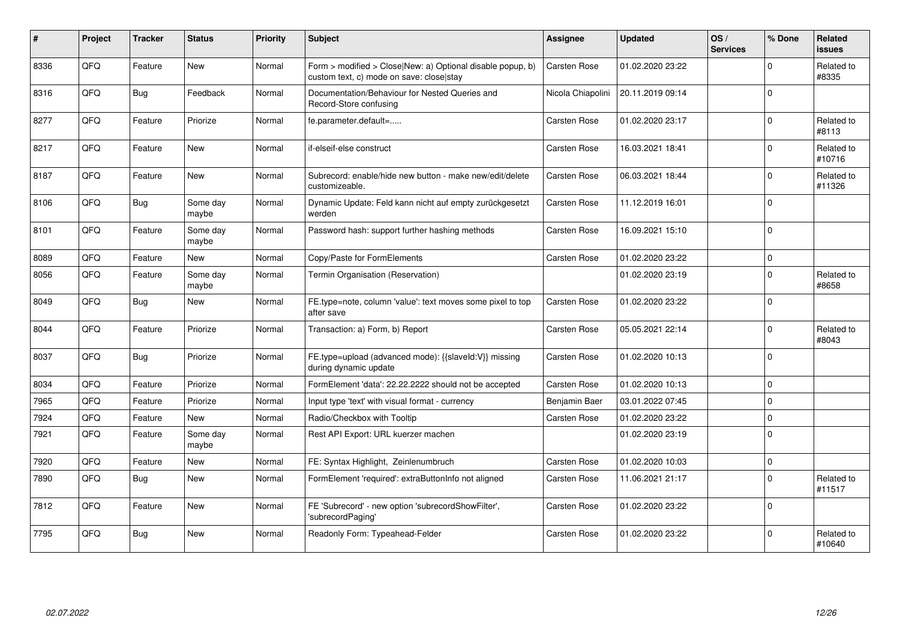| # | Project | Tracker | Status | Priority | Subject | Assignee | Updated | OS / Services | % Done | Related issues |
|---|---|---|---|---|---|---|---|---|---|---|
| 8336 | QFQ | Feature | New | Normal | Form > modified > Close\|New: a) Optional disable popup, b) custom text, c) mode on save: close\|stay | Carsten Rose | 01.02.2020 23:22 | | 0 | Related to #8335 |
| 8316 | QFQ | Bug | Feedback | Normal | Documentation/Behaviour for Nested Queries and Record-Store confusing | Nicola Chiapolini | 20.11.2019 09:14 | | 0 | |
| 8277 | QFQ | Feature | Priorize | Normal | fe.parameter.default=..... | Carsten Rose | 01.02.2020 23:17 | | 0 | Related to #8113 |
| 8217 | QFQ | Feature | New | Normal | if-elseif-else construct | Carsten Rose | 16.03.2021 18:41 | | 0 | Related to #10716 |
| 8187 | QFQ | Feature | New | Normal | Subrecord: enable/hide new button - make new/edit/delete customizeable. | Carsten Rose | 06.03.2021 18:44 | | 0 | Related to #11326 |
| 8106 | QFQ | Bug | Some day maybe | Normal | Dynamic Update: Feld kann nicht auf empty zurückgesetzt werden | Carsten Rose | 11.12.2019 16:01 | | 0 | |
| 8101 | QFQ | Feature | Some day maybe | Normal | Password hash: support further hashing methods | Carsten Rose | 16.09.2021 15:10 | | 0 | |
| 8089 | QFQ | Feature | New | Normal | Copy/Paste for FormElements | Carsten Rose | 01.02.2020 23:22 | | 0 | |
| 8056 | QFQ | Feature | Some day maybe | Normal | Termin Organisation (Reservation) | | 01.02.2020 23:19 | | 0 | Related to #8658 |
| 8049 | QFQ | Bug | New | Normal | FE.type=note, column 'value': text moves some pixel to top after save | Carsten Rose | 01.02.2020 23:22 | | 0 | |
| 8044 | QFQ | Feature | Priorize | Normal | Transaction: a) Form, b) Report | Carsten Rose | 05.05.2021 22:14 | | 0 | Related to #8043 |
| 8037 | QFQ | Bug | Priorize | Normal | FE.type=upload (advanced mode): {{slaveId:V}} missing during dynamic update | Carsten Rose | 01.02.2020 10:13 | | 0 | |
| 8034 | QFQ | Feature | Priorize | Normal | FormElement 'data': 22.22.2222 should not be accepted | Carsten Rose | 01.02.2020 10:13 | | 0 | |
| 7965 | QFQ | Feature | Priorize | Normal | Input type 'text' with visual format - currency | Benjamin Baer | 03.01.2022 07:45 | | 0 | |
| 7924 | QFQ | Feature | New | Normal | Radio/Checkbox with Tooltip | Carsten Rose | 01.02.2020 23:22 | | 0 | |
| 7921 | QFQ | Feature | Some day maybe | Normal | Rest API Export: URL kuerzer machen | | 01.02.2020 23:19 | | 0 | |
| 7920 | QFQ | Feature | New | Normal | FE: Syntax Highlight, Zeinlenumbruch | Carsten Rose | 01.02.2020 10:03 | | 0 | |
| 7890 | QFQ | Bug | New | Normal | FormElement 'required': extraButtonInfo not aligned | Carsten Rose | 11.06.2021 21:17 | | 0 | Related to #11517 |
| 7812 | QFQ | Feature | New | Normal | FE 'Subrecord' - new option 'subrecordShowFilter', 'subrecordPaging' | Carsten Rose | 01.02.2020 23:22 | | 0 | |
| 7795 | QFQ | Bug | New | Normal | Readonly Form: Typeahead-Felder | Carsten Rose | 01.02.2020 23:22 | | 0 | Related to #10640 |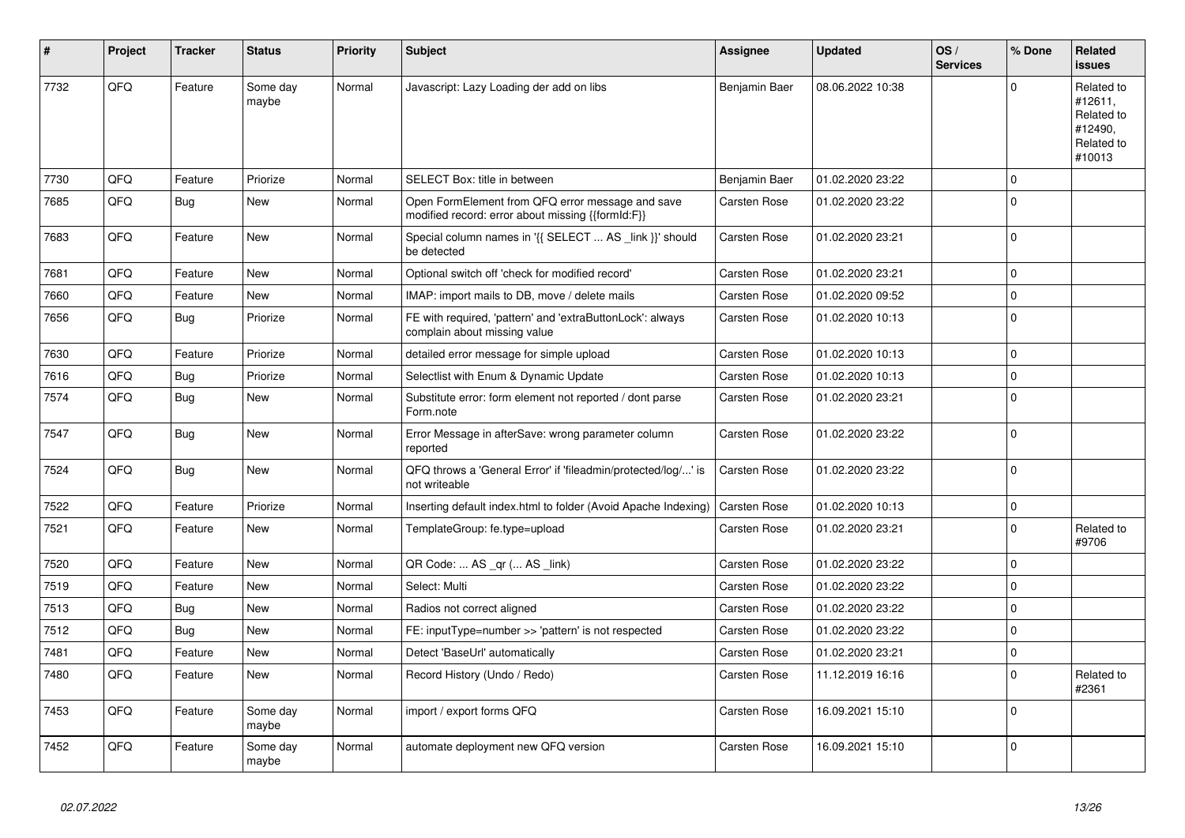| # | Project | Tracker | Status | Priority | Subject | Assignee | Updated | OS / Services | % Done | Related issues |
|---|---|---|---|---|---|---|---|---|---|---|
| 7732 | QFQ | Feature | Some day maybe | Normal | Javascript: Lazy Loading der add on libs | Benjamin Baer | 08.06.2022 10:38 | | 0 | Related to #12611, Related to #12490, Related to #10013 |
| 7730 | QFQ | Feature | Priorize | Normal | SELECT Box: title in between | Benjamin Baer | 01.02.2020 23:22 | | 0 | |
| 7685 | QFQ | Bug | New | Normal | Open FormElement from QFQ error message and save modified record: error about missing {{formId:F}} | Carsten Rose | 01.02.2020 23:22 | | 0 | |
| 7683 | QFQ | Feature | New | Normal | Special column names in '{{ SELECT ... AS _link }}' should be detected | Carsten Rose | 01.02.2020 23:21 | | 0 | |
| 7681 | QFQ | Feature | New | Normal | Optional switch off 'check for modified record' | Carsten Rose | 01.02.2020 23:21 | | 0 | |
| 7660 | QFQ | Feature | New | Normal | IMAP: import mails to DB, move / delete mails | Carsten Rose | 01.02.2020 09:52 | | 0 | |
| 7656 | QFQ | Bug | Priorize | Normal | FE with required, 'pattern' and 'extraButtonLock': always complain about missing value | Carsten Rose | 01.02.2020 10:13 | | 0 | |
| 7630 | QFQ | Feature | Priorize | Normal | detailed error message for simple upload | Carsten Rose | 01.02.2020 10:13 | | 0 | |
| 7616 | QFQ | Bug | Priorize | Normal | Selectlist with Enum & Dynamic Update | Carsten Rose | 01.02.2020 10:13 | | 0 | |
| 7574 | QFQ | Bug | New | Normal | Substitute error: form element not reported / dont parse Form.note | Carsten Rose | 01.02.2020 23:21 | | 0 | |
| 7547 | QFQ | Bug | New | Normal | Error Message in afterSave: wrong parameter column reported | Carsten Rose | 01.02.2020 23:22 | | 0 | |
| 7524 | QFQ | Bug | New | Normal | QFQ throws a 'General Error' if 'fileadmin/protected/log/...' is not writeable | Carsten Rose | 01.02.2020 23:22 | | 0 | |
| 7522 | QFQ | Feature | Priorize | Normal | Inserting default index.html to folder (Avoid Apache Indexing) | Carsten Rose | 01.02.2020 10:13 | | 0 | |
| 7521 | QFQ | Feature | New | Normal | TemplateGroup: fe.type=upload | Carsten Rose | 01.02.2020 23:21 | | 0 | Related to #9706 |
| 7520 | QFQ | Feature | New | Normal | QR Code: ... AS _qr ( ... AS _link) | Carsten Rose | 01.02.2020 23:22 | | 0 | |
| 7519 | QFQ | Feature | New | Normal | Select: Multi | Carsten Rose | 01.02.2020 23:22 | | 0 | |
| 7513 | QFQ | Bug | New | Normal | Radios not correct aligned | Carsten Rose | 01.02.2020 23:22 | | 0 | |
| 7512 | QFQ | Bug | New | Normal | FE: inputType=number >> 'pattern' is not respected | Carsten Rose | 01.02.2020 23:22 | | 0 | |
| 7481 | QFQ | Feature | New | Normal | Detect 'BaseUrl' automatically | Carsten Rose | 01.02.2020 23:21 | | 0 | |
| 7480 | QFQ | Feature | New | Normal | Record History (Undo / Redo) | Carsten Rose | 11.12.2019 16:16 | | 0 | Related to #2361 |
| 7453 | QFQ | Feature | Some day maybe | Normal | import / export forms QFQ | Carsten Rose | 16.09.2021 15:10 | | 0 | |
| 7452 | QFQ | Feature | Some day maybe | Normal | automate deployment new QFQ version | Carsten Rose | 16.09.2021 15:10 | | 0 | |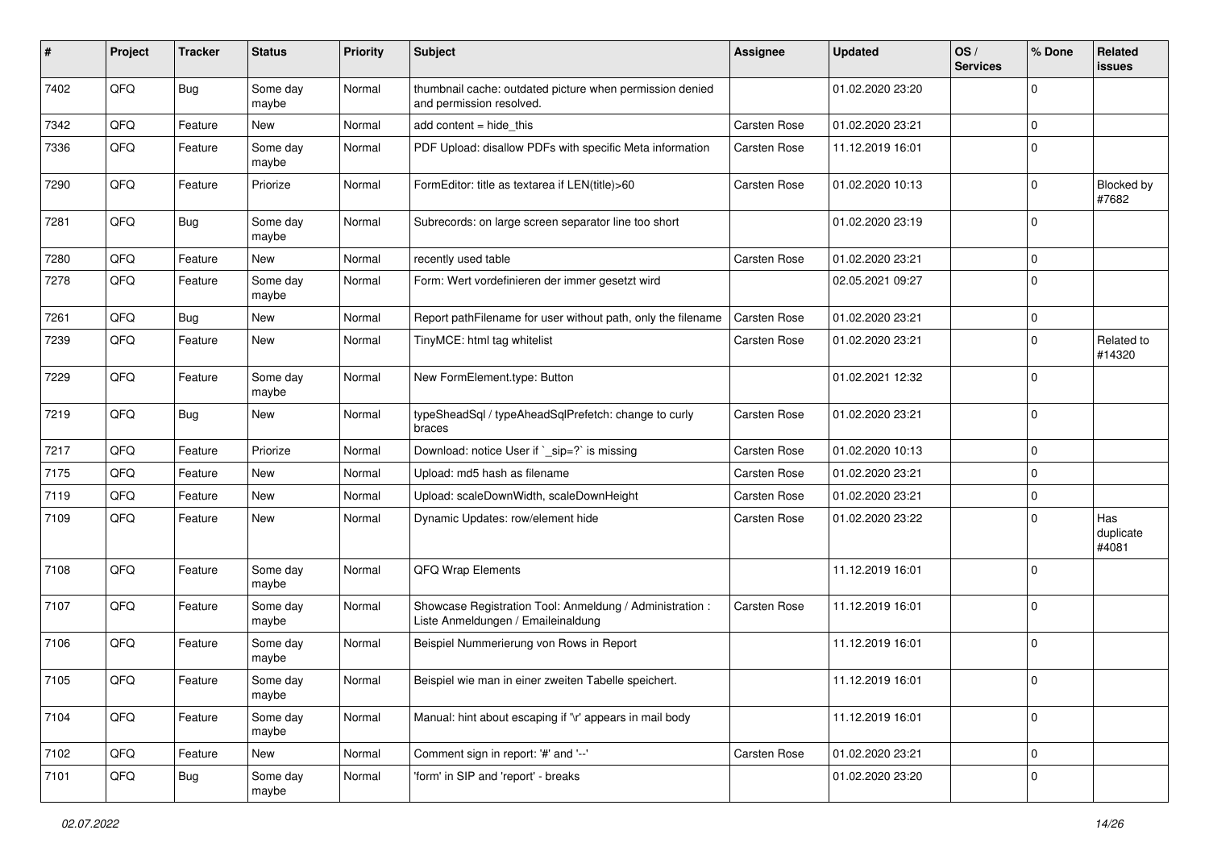| # | Project | Tracker | Status | Priority | Subject | Assignee | Updated | OS / Services | % Done | Related issues |
|---|---|---|---|---|---|---|---|---|---|---|
| 7402 | QFQ | Bug | Some day maybe | Normal | thumbnail cache: outdated picture when permission denied and permission resolved. | | 01.02.2020 23:20 | | 0 | |
| 7342 | QFQ | Feature | New | Normal | add content = hide_this | Carsten Rose | 01.02.2020 23:21 | | 0 | |
| 7336 | QFQ | Feature | Some day maybe | Normal | PDF Upload: disallow PDFs with specific Meta information | Carsten Rose | 11.12.2019 16:01 | | 0 | |
| 7290 | QFQ | Feature | Priorize | Normal | FormEditor: title as textarea if LEN(title)>60 | Carsten Rose | 01.02.2020 10:13 | | 0 | Blocked by #7682 |
| 7281 | QFQ | Bug | Some day maybe | Normal | Subrecords: on large screen separator line too short | | 01.02.2020 23:19 | | 0 | |
| 7280 | QFQ | Feature | New | Normal | recently used table | Carsten Rose | 01.02.2020 23:21 | | 0 | |
| 7278 | QFQ | Feature | Some day maybe | Normal | Form: Wert vordefinieren der immer gesetzt wird | | 02.05.2021 09:27 | | 0 | |
| 7261 | QFQ | Bug | New | Normal | Report pathFilename for user without path, only the filename | Carsten Rose | 01.02.2020 23:21 | | 0 | |
| 7239 | QFQ | Feature | New | Normal | TinyMCE: html tag whitelist | Carsten Rose | 01.02.2020 23:21 | | 0 | Related to #14320 |
| 7229 | QFQ | Feature | Some day maybe | Normal | New FormElement.type: Button | | 01.02.2021 12:32 | | 0 | |
| 7219 | QFQ | Bug | New | Normal | typeSheadSql / typeAheadSqlPrefetch: change to curly braces | Carsten Rose | 01.02.2020 23:21 | | 0 | |
| 7217 | QFQ | Feature | Priorize | Normal | Download: notice User if `_sip=?` is missing | Carsten Rose | 01.02.2020 10:13 | | 0 | |
| 7175 | QFQ | Feature | New | Normal | Upload: md5 hash as filename | Carsten Rose | 01.02.2020 23:21 | | 0 | |
| 7119 | QFQ | Feature | New | Normal | Upload: scaleDownWidth, scaleDownHeight | Carsten Rose | 01.02.2020 23:21 | | 0 | |
| 7109 | QFQ | Feature | New | Normal | Dynamic Updates: row/element hide | Carsten Rose | 01.02.2020 23:22 | | 0 | Has duplicate #4081 |
| 7108 | QFQ | Feature | Some day maybe | Normal | QFQ Wrap Elements | | 11.12.2019 16:01 | | 0 | |
| 7107 | QFQ | Feature | Some day maybe | Normal | Showcase Registration Tool: Anmeldung / Administration : Liste Anmeldungen / Emaileinaldung | Carsten Rose | 11.12.2019 16:01 | | 0 | |
| 7106 | QFQ | Feature | Some day maybe | Normal | Beispiel Nummerierung von Rows in Report | | 11.12.2019 16:01 | | 0 | |
| 7105 | QFQ | Feature | Some day maybe | Normal | Beispiel wie man in einer zweiten Tabelle speichert. | | 11.12.2019 16:01 | | 0 | |
| 7104 | QFQ | Feature | Some day maybe | Normal | Manual: hint about escaping if '\r' appears in mail body | | 11.12.2019 16:01 | | 0 | |
| 7102 | QFQ | Feature | New | Normal | Comment sign in report: '#' and '--' | Carsten Rose | 01.02.2020 23:21 | | 0 | |
| 7101 | QFQ | Bug | Some day maybe | Normal | 'form' in SIP and 'report' - breaks | | 01.02.2020 23:20 | | 0 | |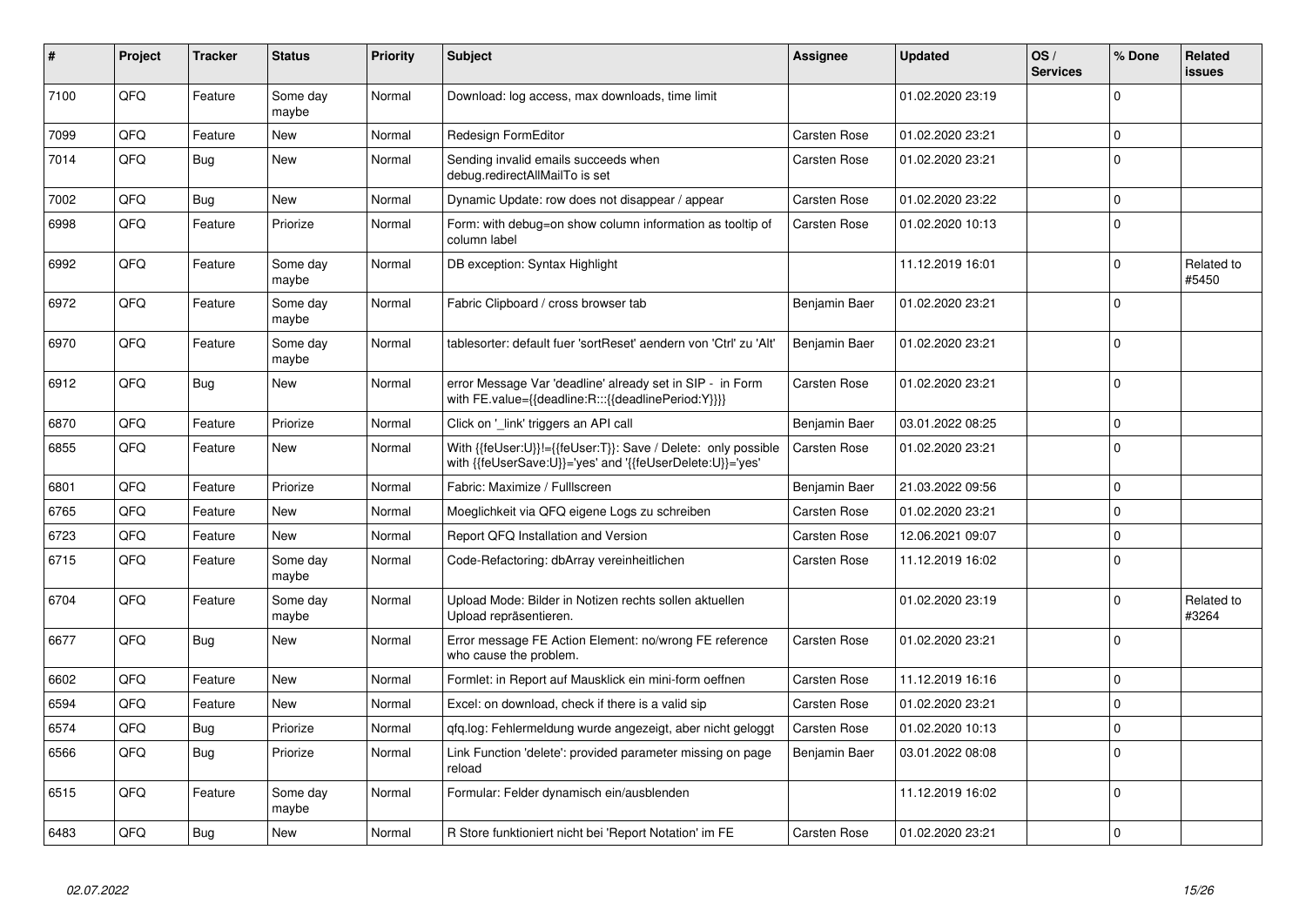| # | Project | Tracker | Status | Priority | Subject | Assignee | Updated | OS / Services | % Done | Related issues |
|---|---|---|---|---|---|---|---|---|---|---|
| 7100 | QFQ | Feature | Some day maybe | Normal | Download: log access, max downloads, time limit | | 01.02.2020 23:19 | | 0 | |
| 7099 | QFQ | Feature | New | Normal | Redesign FormEditor | Carsten Rose | 01.02.2020 23:21 | | 0 | |
| 7014 | QFQ | Bug | New | Normal | Sending invalid emails succeeds when debug.redirectAllMailTo is set | Carsten Rose | 01.02.2020 23:21 | | 0 | |
| 7002 | QFQ | Bug | New | Normal | Dynamic Update: row does not disappear / appear | Carsten Rose | 01.02.2020 23:22 | | 0 | |
| 6998 | QFQ | Feature | Priorize | Normal | Form: with debug=on show column information as tooltip of column label | Carsten Rose | 01.02.2020 10:13 | | 0 | |
| 6992 | QFQ | Feature | Some day maybe | Normal | DB exception: Syntax Highlight | | 11.12.2019 16:01 | | 0 | Related to #5450 |
| 6972 | QFQ | Feature | Some day maybe | Normal | Fabric Clipboard / cross browser tab | Benjamin Baer | 01.02.2020 23:21 | | 0 | |
| 6970 | QFQ | Feature | Some day maybe | Normal | tablesorter: default fuer 'sortReset' aendern von 'Ctrl' zu 'Alt' | Benjamin Baer | 01.02.2020 23:21 | | 0 | |
| 6912 | QFQ | Bug | New | Normal | error Message Var 'deadline' already set in SIP - in Form with FE.value={{deadline:R:::{{deadlinePeriod:Y}}}} | Carsten Rose | 01.02.2020 23:21 | | 0 | |
| 6870 | QFQ | Feature | Priorize | Normal | Click on '_link' triggers an API call | Benjamin Baer | 03.01.2022 08:25 | | 0 | |
| 6855 | QFQ | Feature | New | Normal | With {{feUser:U}}!={{feUser:T}}: Save / Delete: only possible with {{feUserSave:U}}='yes' and '{{feUserDelete:U}}='yes' | Carsten Rose | 01.02.2020 23:21 | | 0 | |
| 6801 | QFQ | Feature | Priorize | Normal | Fabric: Maximize / Fulllscreen | Benjamin Baer | 21.03.2022 09:56 | | 0 | |
| 6765 | QFQ | Feature | New | Normal | Moeglichkeit via QFQ eigene Logs zu schreiben | Carsten Rose | 01.02.2020 23:21 | | 0 | |
| 6723 | QFQ | Feature | New | Normal | Report QFQ Installation and Version | Carsten Rose | 12.06.2021 09:07 | | 0 | |
| 6715 | QFQ | Feature | Some day maybe | Normal | Code-Refactoring: dbArray vereinheitlichen | Carsten Rose | 11.12.2019 16:02 | | 0 | |
| 6704 | QFQ | Feature | Some day maybe | Normal | Upload Mode: Bilder in Notizen rechts sollen aktuellen Upload repräsentieren. | | 01.02.2020 23:19 | | 0 | Related to #3264 |
| 6677 | QFQ | Bug | New | Normal | Error message FE Action Element: no/wrong FE reference who cause the problem. | Carsten Rose | 01.02.2020 23:21 | | 0 | |
| 6602 | QFQ | Feature | New | Normal | Formlet: in Report auf Mausklick ein mini-form oeffnen | Carsten Rose | 11.12.2019 16:16 | | 0 | |
| 6594 | QFQ | Feature | New | Normal | Excel: on download, check if there is a valid sip | Carsten Rose | 01.02.2020 23:21 | | 0 | |
| 6574 | QFQ | Bug | Priorize | Normal | qfq.log: Fehlermeldung wurde angezeigt, aber nicht geloggt | Carsten Rose | 01.02.2020 10:13 | | 0 | |
| 6566 | QFQ | Bug | Priorize | Normal | Link Function 'delete': provided parameter missing on page reload | Benjamin Baer | 03.01.2022 08:08 | | 0 | |
| 6515 | QFQ | Feature | Some day maybe | Normal | Formular: Felder dynamisch ein/ausblenden | | 11.12.2019 16:02 | | 0 | |
| 6483 | QFQ | Bug | New | Normal | R Store funktioniert nicht bei 'Report Notation' im FE | Carsten Rose | 01.02.2020 23:21 | | 0 | |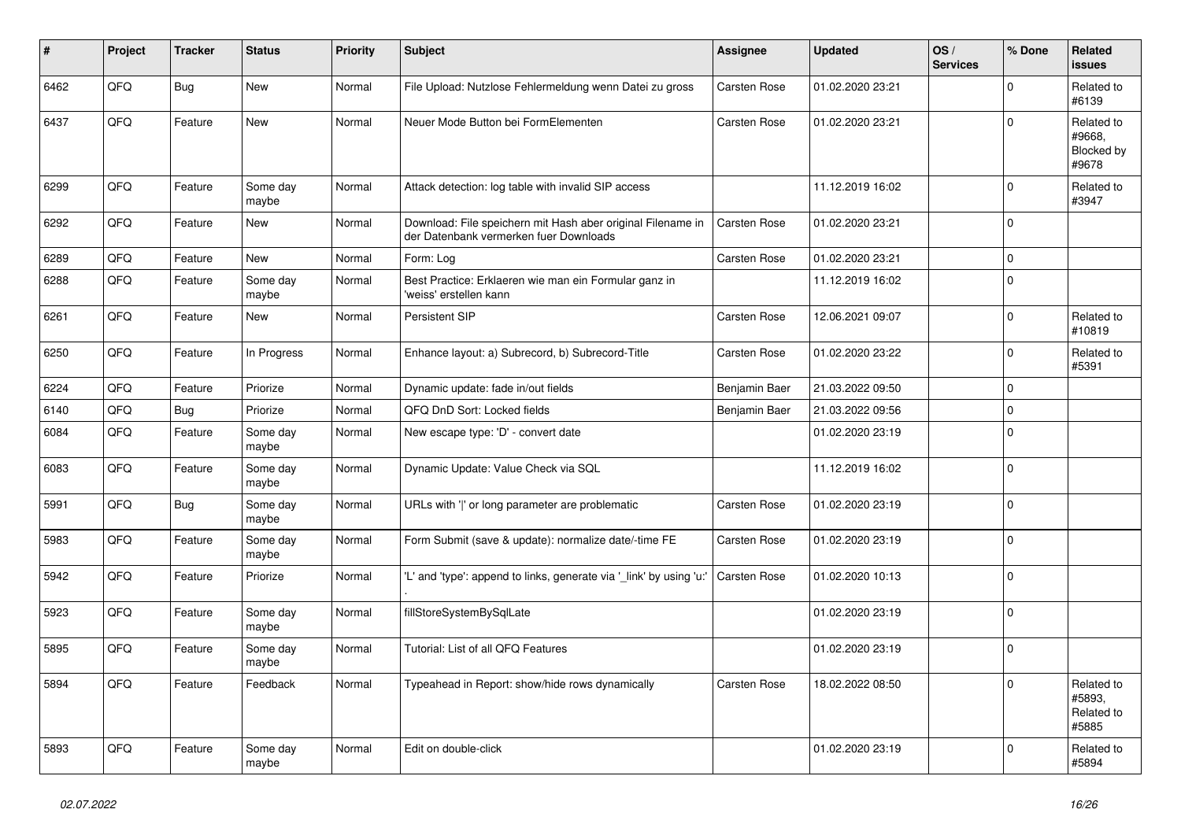| # | Project | Tracker | Status | Priority | Subject | Assignee | Updated | OS / Services | % Done | Related issues |
|---|---|---|---|---|---|---|---|---|---|---|
| 6462 | QFQ | Bug | New | Normal | File Upload: Nutzlose Fehlermeldung wenn Datei zu gross | Carsten Rose | 01.02.2020 23:21 | | 0 | Related to #6139 |
| 6437 | QFQ | Feature | New | Normal | Neuer Mode Button bei FormElementen | Carsten Rose | 01.02.2020 23:21 | | 0 | Related to #9668, Blocked by #9678 |
| 6299 | QFQ | Feature | Some day maybe | Normal | Attack detection: log table with invalid SIP access | | 11.12.2019 16:02 | | 0 | Related to #3947 |
| 6292 | QFQ | Feature | New | Normal | Download: File speichern mit Hash aber original Filename in der Datenbank vermerken fuer Downloads | Carsten Rose | 01.02.2020 23:21 | | 0 | |
| 6289 | QFQ | Feature | New | Normal | Form: Log | Carsten Rose | 01.02.2020 23:21 | | 0 | |
| 6288 | QFQ | Feature | Some day maybe | Normal | Best Practice: Erklaeren wie man ein Formular ganz in 'weiss' erstellen kann | | 11.12.2019 16:02 | | 0 | |
| 6261 | QFQ | Feature | New | Normal | Persistent SIP | Carsten Rose | 12.06.2021 09:07 | | 0 | Related to #10819 |
| 6250 | QFQ | Feature | In Progress | Normal | Enhance layout: a) Subrecord, b) Subrecord-Title | Carsten Rose | 01.02.2020 23:22 | | 0 | Related to #5391 |
| 6224 | QFQ | Feature | Priorize | Normal | Dynamic update: fade in/out fields | Benjamin Baer | 21.03.2022 09:50 | | 0 | |
| 6140 | QFQ | Bug | Priorize | Normal | QFQ DnD Sort: Locked fields | Benjamin Baer | 21.03.2022 09:56 | | 0 | |
| 6084 | QFQ | Feature | Some day maybe | Normal | New escape type: 'D' - convert date | | 01.02.2020 23:19 | | 0 | |
| 6083 | QFQ | Feature | Some day maybe | Normal | Dynamic Update: Value Check via SQL | | 11.12.2019 16:02 | | 0 | |
| 5991 | QFQ | Bug | Some day maybe | Normal | URLs with ' ' or long parameter are problematic | Carsten Rose | 01.02.2020 23:19 | | 0 | |
| 5983 | QFQ | Feature | Some day maybe | Normal | Form Submit (save & update): normalize date/-time FE | Carsten Rose | 01.02.2020 23:19 | | 0 | |
| 5942 | QFQ | Feature | Priorize | Normal | 'L' and 'type': append to links, generate via '_link' by using 'u:' . | Carsten Rose | 01.02.2020 10:13 | | 0 | |
| 5923 | QFQ | Feature | Some day maybe | Normal | fillStoreSystemBySqlLate | | 01.02.2020 23:19 | | 0 | |
| 5895 | QFQ | Feature | Some day maybe | Normal | Tutorial: List of all QFQ Features | | 01.02.2020 23:19 | | 0 | |
| 5894 | QFQ | Feature | Feedback | Normal | Typeahead in Report: show/hide rows dynamically | Carsten Rose | 18.02.2022 08:50 | | 0 | Related to #5893, Related to #5885 |
| 5893 | QFQ | Feature | Some day maybe | Normal | Edit on double-click | | 01.02.2020 23:19 | | 0 | Related to #5894 |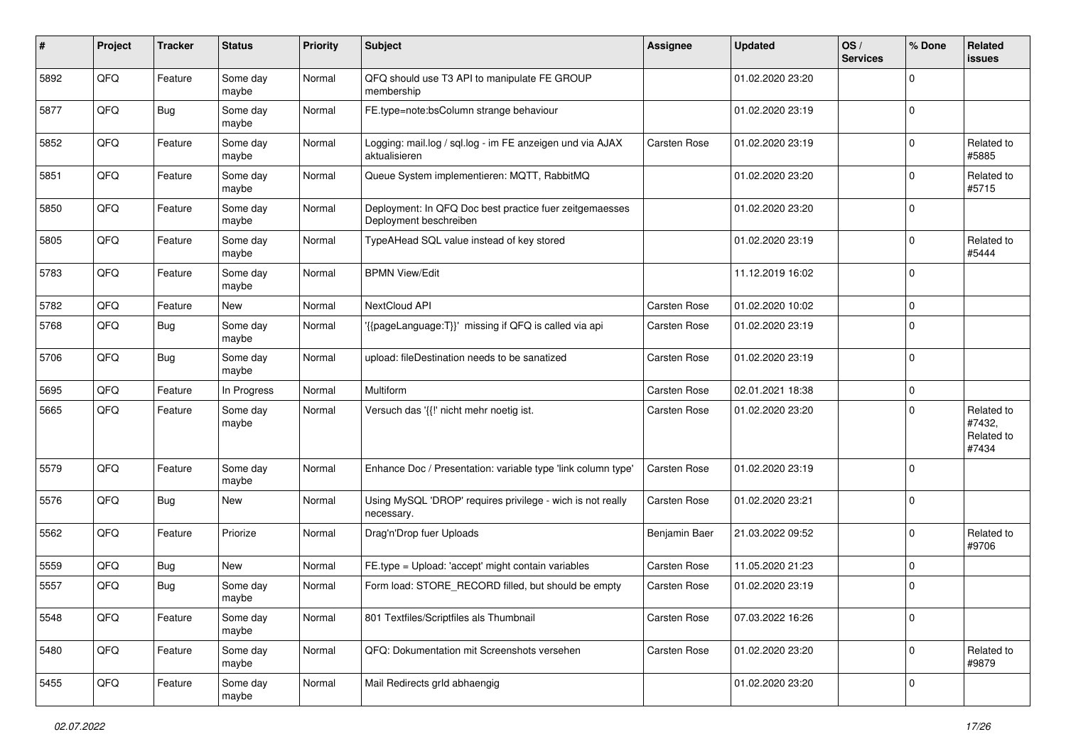| # | Project | Tracker | Status | Priority | Subject | Assignee | Updated | OS / Services | % Done | Related issues |
|---|---|---|---|---|---|---|---|---|---|---|
| 5892 | QFQ | Feature | Some day maybe | Normal | QFQ should use T3 API to manipulate FE GROUP membership | | 01.02.2020 23:20 | | 0 | |
| 5877 | QFQ | Bug | Some day maybe | Normal | FE.type=note:bsColumn strange behaviour | | 01.02.2020 23:19 | | 0 | |
| 5852 | QFQ | Feature | Some day maybe | Normal | Logging: mail.log / sql.log - im FE anzeigen und via AJAX aktualisieren | Carsten Rose | 01.02.2020 23:19 | | 0 | Related to #5885 |
| 5851 | QFQ | Feature | Some day maybe | Normal | Queue System implementieren: MQTT, RabbitMQ | | 01.02.2020 23:20 | | 0 | Related to #5715 |
| 5850 | QFQ | Feature | Some day maybe | Normal | Deployment: In QFQ Doc best practice fuer zeitgemaesses Deployment beschreiben | | 01.02.2020 23:20 | | 0 | |
| 5805 | QFQ | Feature | Some day maybe | Normal | TypeAHead SQL value instead of key stored | | 01.02.2020 23:19 | | 0 | Related to #5444 |
| 5783 | QFQ | Feature | Some day maybe | Normal | BPMN View/Edit | | 11.12.2019 16:02 | | 0 | |
| 5782 | QFQ | Feature | New | Normal | NextCloud API | Carsten Rose | 01.02.2020 10:02 | | 0 | |
| 5768 | QFQ | Bug | Some day maybe | Normal | '{{pageLanguage:T}}' missing if QFQ is called via api | Carsten Rose | 01.02.2020 23:19 | | 0 | |
| 5706 | QFQ | Bug | Some day maybe | Normal | upload: fileDestination needs to be sanatized | Carsten Rose | 01.02.2020 23:19 | | 0 | |
| 5695 | QFQ | Feature | In Progress | Normal | Multiform | Carsten Rose | 02.01.2021 18:38 | | 0 | |
| 5665 | QFQ | Feature | Some day maybe | Normal | Versuch das '{{!' nicht mehr noetig ist. | Carsten Rose | 01.02.2020 23:20 | | 0 | Related to #7432, Related to #7434 |
| 5579 | QFQ | Feature | Some day maybe | Normal | Enhance Doc / Presentation: variable type 'link column type' | Carsten Rose | 01.02.2020 23:19 | | 0 | |
| 5576 | QFQ | Bug | New | Normal | Using MySQL 'DROP' requires privilege - wich is not really necessary. | Carsten Rose | 01.02.2020 23:21 | | 0 | |
| 5562 | QFQ | Feature | Priorize | Normal | Drag'n'Drop fuer Uploads | Benjamin Baer | 21.03.2022 09:52 | | 0 | Related to #9706 |
| 5559 | QFQ | Bug | New | Normal | FE.type = Upload: 'accept' might contain variables | Carsten Rose | 11.05.2020 21:23 | | 0 | |
| 5557 | QFQ | Bug | Some day maybe | Normal | Form load: STORE_RECORD filled, but should be empty | Carsten Rose | 01.02.2020 23:19 | | 0 | |
| 5548 | QFQ | Feature | Some day maybe | Normal | 801 Textfiles/Scriptfiles als Thumbnail | Carsten Rose | 07.03.2022 16:26 | | 0 | |
| 5480 | QFQ | Feature | Some day maybe | Normal | QFQ: Dokumentation mit Screenshots versehen | Carsten Rose | 01.02.2020 23:20 | | 0 | Related to #9879 |
| 5455 | QFQ | Feature | Some day maybe | Normal | Mail Redirects grId abhaengig | | 01.02.2020 23:20 | | 0 | |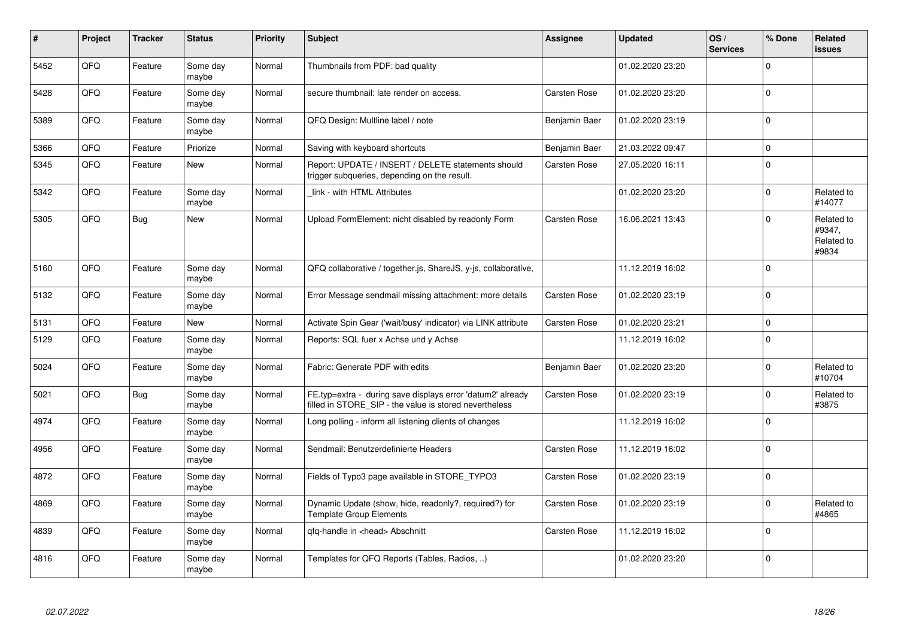| # | Project | Tracker | Status | Priority | Subject | Assignee | Updated | OS / Services | % Done | Related issues |
|---|---|---|---|---|---|---|---|---|---|---|
| 5452 | QFQ | Feature | Some day maybe | Normal | Thumbnails from PDF: bad quality | | 01.02.2020 23:20 | | 0 | |
| 5428 | QFQ | Feature | Some day maybe | Normal | secure thumbnail: late render on access. | Carsten Rose | 01.02.2020 23:20 | | 0 | |
| 5389 | QFQ | Feature | Some day maybe | Normal | QFQ Design: Multline label / note | Benjamin Baer | 01.02.2020 23:19 | | 0 | |
| 5366 | QFQ | Feature | Priorize | Normal | Saving with keyboard shortcuts | Benjamin Baer | 21.03.2022 09:47 | | 0 | |
| 5345 | QFQ | Feature | New | Normal | Report: UPDATE / INSERT / DELETE statements should trigger subqueries, depending on the result. | Carsten Rose | 27.05.2020 16:11 | | 0 | |
| 5342 | QFQ | Feature | Some day maybe | Normal | _link - with HTML Attributes | | 01.02.2020 23:20 | | 0 | Related to #14077 |
| 5305 | QFQ | Bug | New | Normal | Upload FormElement: nicht disabled by readonly Form | Carsten Rose | 16.06.2021 13:43 | | 0 | Related to #9347, Related to #9834 |
| 5160 | QFQ | Feature | Some day maybe | Normal | QFQ collaborative / together.js, ShareJS, y-js, collaborative, | | 11.12.2019 16:02 | | 0 | |
| 5132 | QFQ | Feature | Some day maybe | Normal | Error Message sendmail missing attachment: more details | Carsten Rose | 01.02.2020 23:19 | | 0 | |
| 5131 | QFQ | Feature | New | Normal | Activate Spin Gear ('wait/busy' indicator) via LINK attribute | Carsten Rose | 01.02.2020 23:21 | | 0 | |
| 5129 | QFQ | Feature | Some day maybe | Normal | Reports: SQL fuer x Achse und y Achse | | 11.12.2019 16:02 | | 0 | |
| 5024 | QFQ | Feature | Some day maybe | Normal | Fabric: Generate PDF with edits | Benjamin Baer | 01.02.2020 23:20 | | 0 | Related to #10704 |
| 5021 | QFQ | Bug | Some day maybe | Normal | FE.typ=extra - during save displays error 'datum2' already filled in STORE_SIP - the value is stored nevertheless | Carsten Rose | 01.02.2020 23:19 | | 0 | Related to #3875 |
| 4974 | QFQ | Feature | Some day maybe | Normal | Long polling - inform all listening clients of changes | | 11.12.2019 16:02 | | 0 | |
| 4956 | QFQ | Feature | Some day maybe | Normal | Sendmail: Benutzerdefinierte Headers | Carsten Rose | 11.12.2019 16:02 | | 0 | |
| 4872 | QFQ | Feature | Some day maybe | Normal | Fields of Typo3 page available in STORE_TYPO3 | Carsten Rose | 01.02.2020 23:19 | | 0 | |
| 4869 | QFQ | Feature | Some day maybe | Normal | Dynamic Update (show, hide, readonly?, required?) for Template Group Elements | Carsten Rose | 01.02.2020 23:19 | | 0 | Related to #4865 |
| 4839 | QFQ | Feature | Some day maybe | Normal | qfq-handle in <head> Abschnitt | Carsten Rose | 11.12.2019 16:02 | | 0 | |
| 4816 | QFQ | Feature | Some day maybe | Normal | Templates for QFQ Reports (Tables, Radios, ..) | | 01.02.2020 23:20 | | 0 | |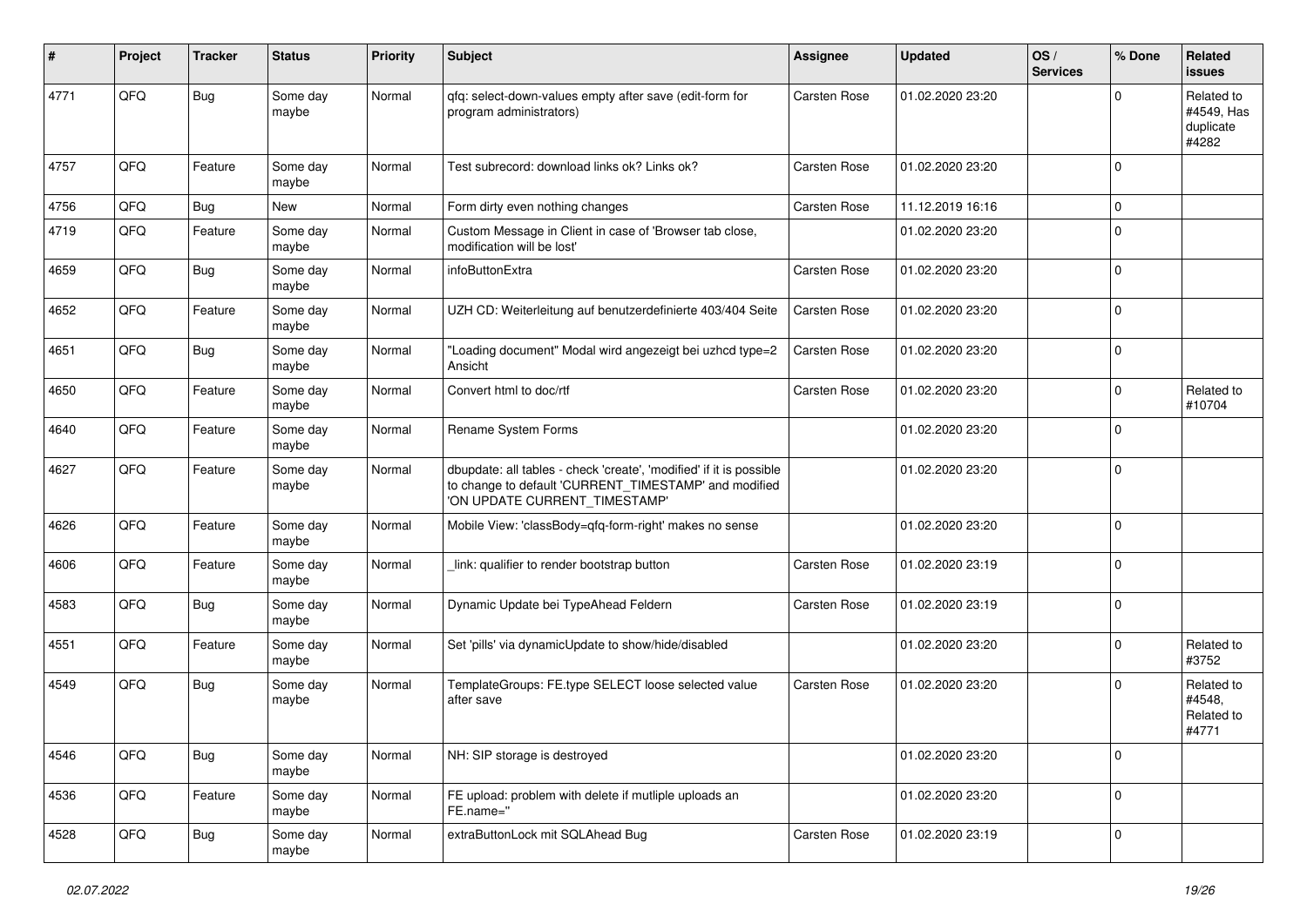| # | Project | Tracker | Status | Priority | Subject | Assignee | Updated | OS / Services | % Done | Related issues |
|---|---|---|---|---|---|---|---|---|---|---|
| 4771 | QFQ | Bug | Some day maybe | Normal | qfq: select-down-values empty after save (edit-form for program administrators) | Carsten Rose | 01.02.2020 23:20 | | 0 | Related to #4549, Has duplicate #4282 |
| 4757 | QFQ | Feature | Some day maybe | Normal | Test subrecord: download links ok? Links ok? | Carsten Rose | 01.02.2020 23:20 | | 0 | |
| 4756 | QFQ | Bug | New | Normal | Form dirty even nothing changes | Carsten Rose | 11.12.2019 16:16 | | 0 | |
| 4719 | QFQ | Feature | Some day maybe | Normal | Custom Message in Client in case of 'Browser tab close, modification will be lost' | | 01.02.2020 23:20 | | 0 | |
| 4659 | QFQ | Bug | Some day maybe | Normal | infoButtonExtra | Carsten Rose | 01.02.2020 23:20 | | 0 | |
| 4652 | QFQ | Feature | Some day maybe | Normal | UZH CD: Weiterleitung auf benutzerdefinierte 403/404 Seite | Carsten Rose | 01.02.2020 23:20 | | 0 | |
| 4651 | QFQ | Bug | Some day maybe | Normal | "Loading document" Modal wird angezeigt bei uzhcd type=2 Ansicht | Carsten Rose | 01.02.2020 23:20 | | 0 | |
| 4650 | QFQ | Feature | Some day maybe | Normal | Convert html to doc/rtf | Carsten Rose | 01.02.2020 23:20 | | 0 | Related to #10704 |
| 4640 | QFQ | Feature | Some day maybe | Normal | Rename System Forms | | 01.02.2020 23:20 | | 0 | |
| 4627 | QFQ | Feature | Some day maybe | Normal | dbupdate: all tables - check 'create', 'modified' if it is possible to change to default 'CURRENT_TIMESTAMP' and modified 'ON UPDATE CURRENT_TIMESTAMP' | | 01.02.2020 23:20 | | 0 | |
| 4626 | QFQ | Feature | Some day maybe | Normal | Mobile View: 'classBody=qfq-form-right' makes no sense | | 01.02.2020 23:20 | | 0 | |
| 4606 | QFQ | Feature | Some day maybe | Normal | _link: qualifier to render bootstrap button | Carsten Rose | 01.02.2020 23:19 | | 0 | |
| 4583 | QFQ | Bug | Some day maybe | Normal | Dynamic Update bei TypeAhead Feldern | Carsten Rose | 01.02.2020 23:19 | | 0 | |
| 4551 | QFQ | Feature | Some day maybe | Normal | Set 'pills' via dynamicUpdate to show/hide/disabled | | 01.02.2020 23:20 | | 0 | Related to #3752 |
| 4549 | QFQ | Bug | Some day maybe | Normal | TemplateGroups: FE.type SELECT loose selected value after save | Carsten Rose | 01.02.2020 23:20 | | 0 | Related to #4548, Related to #4771 |
| 4546 | QFQ | Bug | Some day maybe | Normal | NH: SIP storage is destroyed | | 01.02.2020 23:20 | | 0 | |
| 4536 | QFQ | Feature | Some day maybe | Normal | FE upload: problem with delete if mutliple uploads an FE.name=" | | 01.02.2020 23:20 | | 0 | |
| 4528 | QFQ | Bug | Some day maybe | Normal | extraButtonLock mit SQLAhead Bug | Carsten Rose | 01.02.2020 23:19 | | 0 | |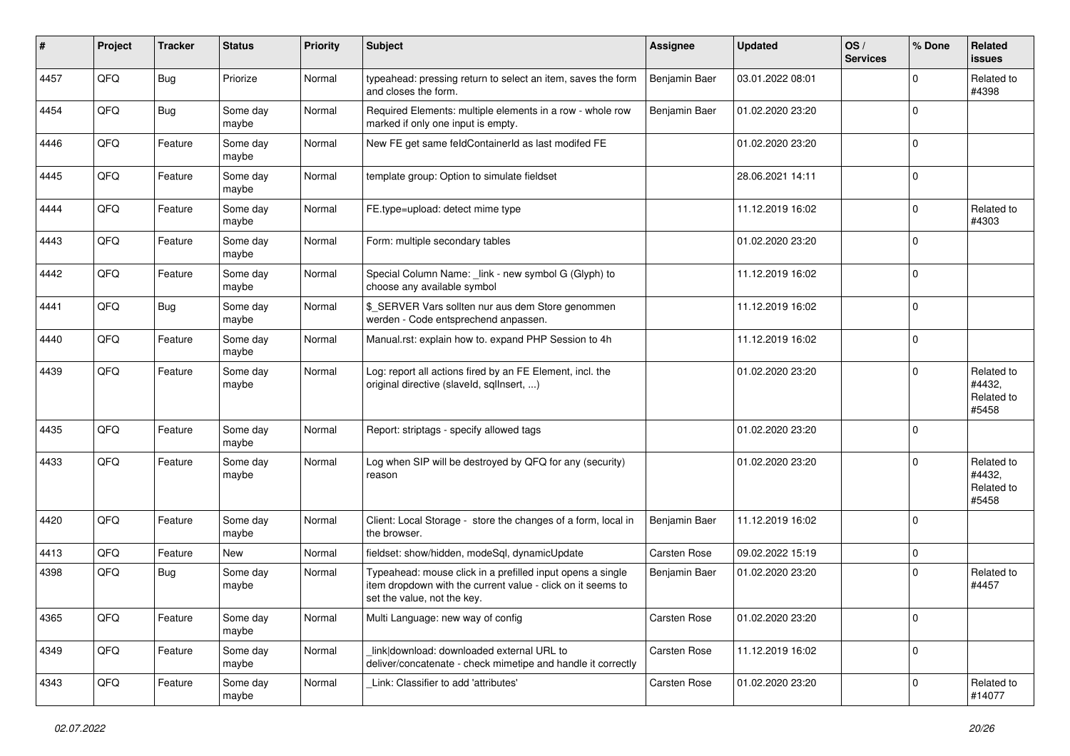| # | Project | Tracker | Status | Priority | Subject | Assignee | Updated | OS / Services | % Done | Related issues |
|---|---|---|---|---|---|---|---|---|---|---|
| 4457 | QFQ | Bug | Priorize | Normal | typeahead: pressing return to select an item, saves the form and closes the form. | Benjamin Baer | 03.01.2022 08:01 | | 0 | Related to #4398 |
| 4454 | QFQ | Bug | Some day maybe | Normal | Required Elements: multiple elements in a row - whole row marked if only one input is empty. | Benjamin Baer | 01.02.2020 23:20 | | 0 | |
| 4446 | QFQ | Feature | Some day maybe | Normal | New FE get same feldContainerId as last modifed FE | | 01.02.2020 23:20 | | 0 | |
| 4445 | QFQ | Feature | Some day maybe | Normal | template group: Option to simulate fieldset | | 28.06.2021 14:11 | | 0 | |
| 4444 | QFQ | Feature | Some day maybe | Normal | FE.type=upload: detect mime type | | 11.12.2019 16:02 | | 0 | Related to #4303 |
| 4443 | QFQ | Feature | Some day maybe | Normal | Form: multiple secondary tables | | 01.02.2020 23:20 | | 0 | |
| 4442 | QFQ | Feature | Some day maybe | Normal | Special Column Name: _link - new symbol G (Glyph) to choose any available symbol | | 11.12.2019 16:02 | | 0 | |
| 4441 | QFQ | Bug | Some day maybe | Normal | $_SERVER Vars sollten nur aus dem Store genommen werden - Code entsprechend anpassen. | | 11.12.2019 16:02 | | 0 | |
| 4440 | QFQ | Feature | Some day maybe | Normal | Manual.rst: explain how to. expand PHP Session to 4h | | 11.12.2019 16:02 | | 0 | |
| 4439 | QFQ | Feature | Some day maybe | Normal | Log: report all actions fired by an FE Element, incl. the original directive (slaveId, sqlInsert, ...) | | 01.02.2020 23:20 | | 0 | Related to #4432, Related to #5458 |
| 4435 | QFQ | Feature | Some day maybe | Normal | Report: striptags - specify allowed tags | | 01.02.2020 23:20 | | 0 | |
| 4433 | QFQ | Feature | Some day maybe | Normal | Log when SIP will be destroyed by QFQ for any (security) reason | | 01.02.2020 23:20 | | 0 | Related to #4432, Related to #5458 |
| 4420 | QFQ | Feature | Some day maybe | Normal | Client: Local Storage - store the changes of a form, local in the browser. | Benjamin Baer | 11.12.2019 16:02 | | 0 | |
| 4413 | QFQ | Feature | New | Normal | fieldset: show/hidden, modeSql, dynamicUpdate | Carsten Rose | 09.02.2022 15:19 | | 0 | |
| 4398 | QFQ | Bug | Some day maybe | Normal | Typeahead: mouse click in a prefilled input opens a single item dropdown with the current value - click on it seems to set the value, not the key. | Benjamin Baer | 01.02.2020 23:20 | | 0 | Related to #4457 |
| 4365 | QFQ | Feature | Some day maybe | Normal | Multi Language: new way of config | Carsten Rose | 01.02.2020 23:20 | | 0 | |
| 4349 | QFQ | Feature | Some day maybe | Normal | _link\|download: downloaded external URL to deliver/concatenate - check mimetipe and handle it correctly | Carsten Rose | 11.12.2019 16:02 | | 0 | |
| 4343 | QFQ | Feature | Some day maybe | Normal | _Link: Classifier to add 'attributes' | Carsten Rose | 01.02.2020 23:20 | | 0 | Related to #14077 |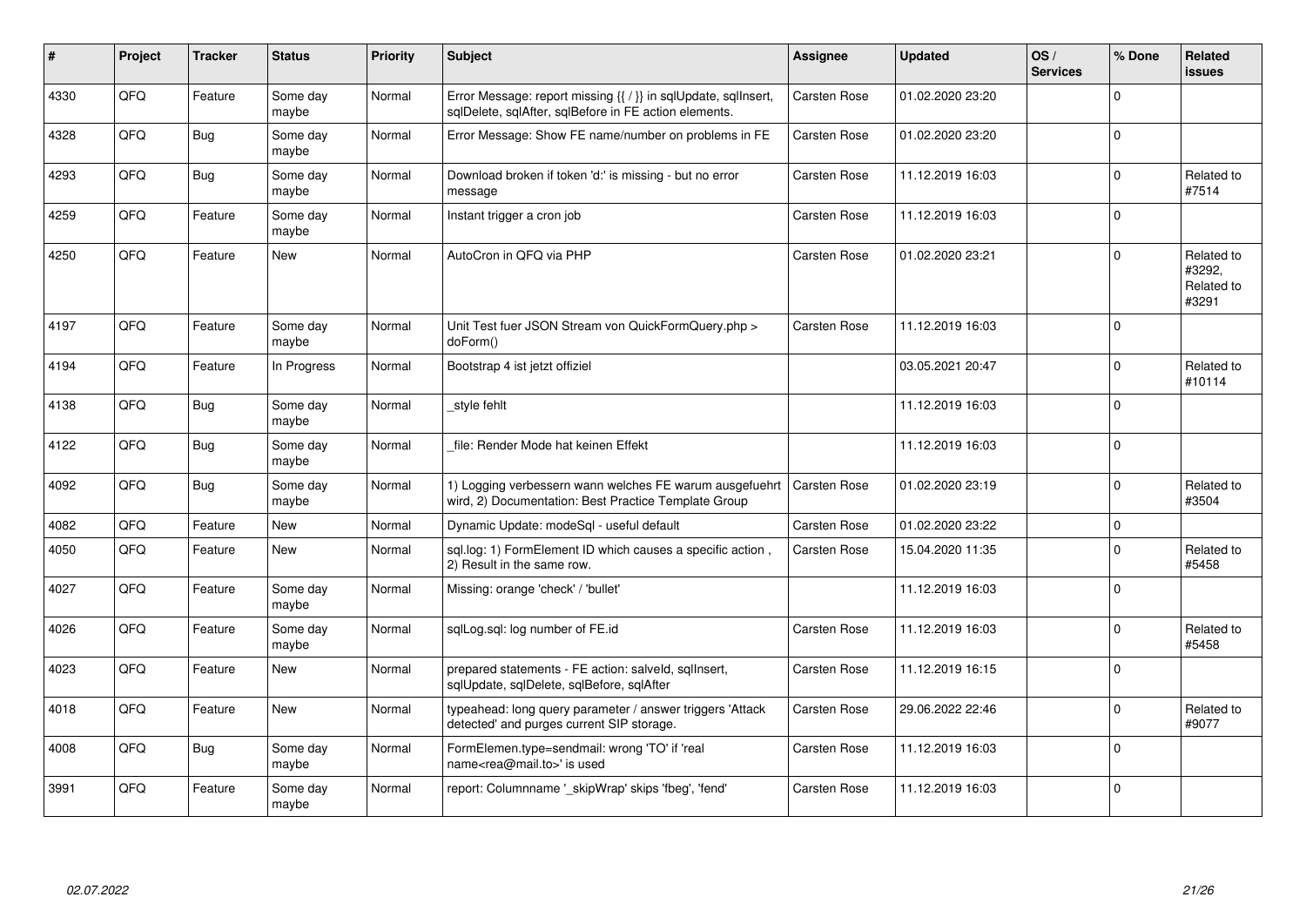| # | Project | Tracker | Status | Priority | Subject | Assignee | Updated | OS / Services | % Done | Related issues |
|---|---|---|---|---|---|---|---|---|---|---|
| 4330 | QFQ | Feature | Some day maybe | Normal | Error Message: report missing {{ / }} in sqlUpdate, sqlInsert, sqlDelete, sqlAfter, sqlBefore in FE action elements. | Carsten Rose | 01.02.2020 23:20 | | 0 | |
| 4328 | QFQ | Bug | Some day maybe | Normal | Error Message: Show FE name/number on problems in FE | Carsten Rose | 01.02.2020 23:20 | | 0 | |
| 4293 | QFQ | Bug | Some day maybe | Normal | Download broken if token 'd:' is missing - but no error message | Carsten Rose | 11.12.2019 16:03 | | 0 | Related to #7514 |
| 4259 | QFQ | Feature | Some day maybe | Normal | Instant trigger a cron job | Carsten Rose | 11.12.2019 16:03 | | 0 | |
| 4250 | QFQ | Feature | New | Normal | AutoCron in QFQ via PHP | Carsten Rose | 01.02.2020 23:21 | | 0 | Related to #3292, Related to #3291 |
| 4197 | QFQ | Feature | Some day maybe | Normal | Unit Test fuer JSON Stream von QuickFormQuery.php > doForm() | Carsten Rose | 11.12.2019 16:03 | | 0 | |
| 4194 | QFQ | Feature | In Progress | Normal | Bootstrap 4 ist jetzt offiziel | | 03.05.2021 20:47 | | 0 | Related to #10114 |
| 4138 | QFQ | Bug | Some day maybe | Normal | _style fehlt | | 11.12.2019 16:03 | | 0 | |
| 4122 | QFQ | Bug | Some day maybe | Normal | _file: Render Mode hat keinen Effekt | | 11.12.2019 16:03 | | 0 | |
| 4092 | QFQ | Bug | Some day maybe | Normal | 1) Logging verbessern wann welches FE warum ausgefuehrt wird, 2) Documentation: Best Practice Template Group | Carsten Rose | 01.02.2020 23:19 | | 0 | Related to #3504 |
| 4082 | QFQ | Feature | New | Normal | Dynamic Update: modeSql - useful default | Carsten Rose | 01.02.2020 23:22 | | 0 | |
| 4050 | QFQ | Feature | New | Normal | sql.log: 1) FormElement ID which causes a specific action , 2) Result in the same row. | Carsten Rose | 15.04.2020 11:35 | | 0 | Related to #5458 |
| 4027 | QFQ | Feature | Some day maybe | Normal | Missing: orange 'check' / 'bullet' | | 11.12.2019 16:03 | | 0 | |
| 4026 | QFQ | Feature | Some day maybe | Normal | sqlLog.sql: log number of FE.id | Carsten Rose | 11.12.2019 16:03 | | 0 | Related to #5458 |
| 4023 | QFQ | Feature | New | Normal | prepared statements - FE action: salveld, sqlInsert, sqlUpdate, sqlDelete, sqlBefore, sqlAfter | Carsten Rose | 11.12.2019 16:15 | | 0 | |
| 4018 | QFQ | Feature | New | Normal | typeahead: long query parameter / answer triggers 'Attack detected' and purges current SIP storage. | Carsten Rose | 29.06.2022 22:46 | | 0 | Related to #9077 |
| 4008 | QFQ | Bug | Some day maybe | Normal | FormElemen.type=sendmail: wrong 'TO' if 'real name<rea@mail.to>' is used | Carsten Rose | 11.12.2019 16:03 | | 0 | |
| 3991 | QFQ | Feature | Some day maybe | Normal | report: Columnname '_skipWrap' skips 'fbeg', 'fend' | Carsten Rose | 11.12.2019 16:03 | | 0 | |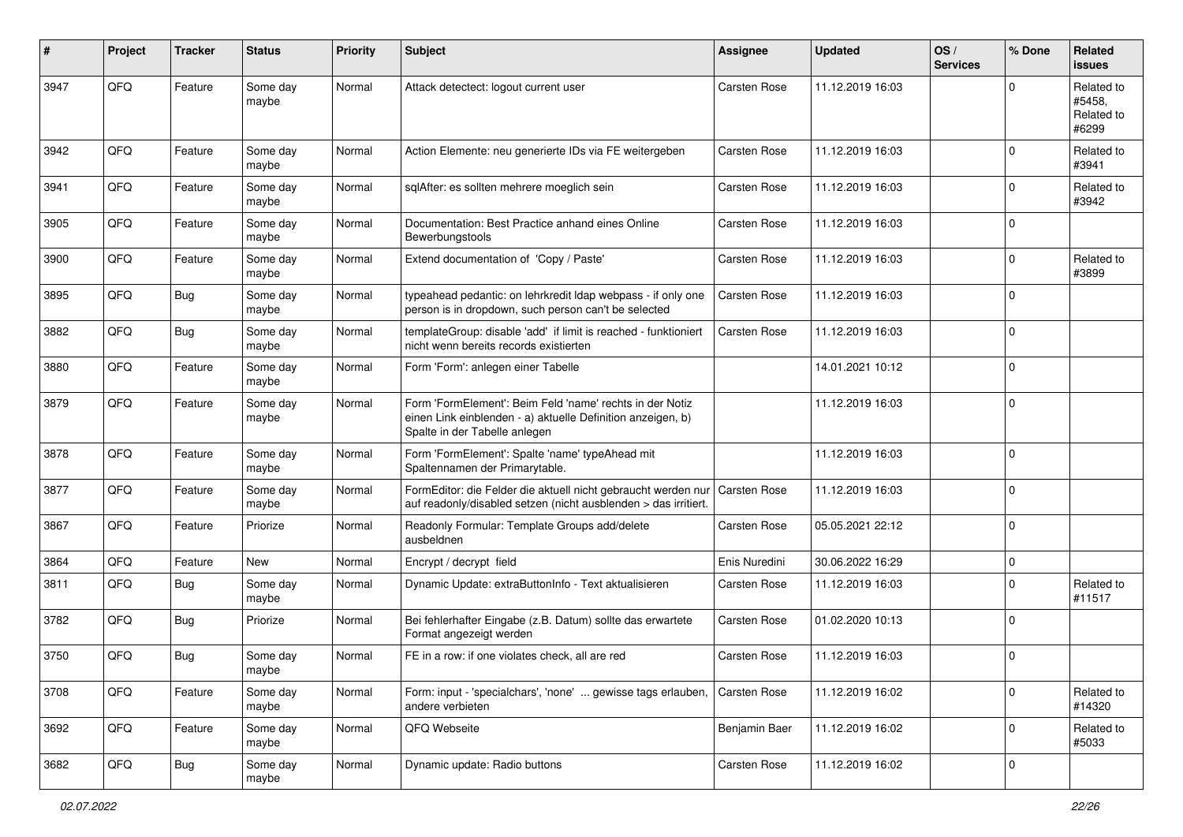| # | Project | Tracker | Status | Priority | Subject | Assignee | Updated | OS / Services | % Done | Related issues |
|---|---|---|---|---|---|---|---|---|---|---|
| 3947 | QFQ | Feature | Some day maybe | Normal | Attack detectect: logout current user | Carsten Rose | 11.12.2019 16:03 | | 0 | Related to #5458, Related to #6299 |
| 3942 | QFQ | Feature | Some day maybe | Normal | Action Elemente: neu generierte IDs via FE weitergeben | Carsten Rose | 11.12.2019 16:03 | | 0 | Related to #3941 |
| 3941 | QFQ | Feature | Some day maybe | Normal | sqlAfter: es sollten mehrere moeglich sein | Carsten Rose | 11.12.2019 16:03 | | 0 | Related to #3942 |
| 3905 | QFQ | Feature | Some day maybe | Normal | Documentation: Best Practice anhand eines Online Bewerbungstools | Carsten Rose | 11.12.2019 16:03 | | 0 | |
| 3900 | QFQ | Feature | Some day maybe | Normal | Extend documentation of 'Copy / Paste' | Carsten Rose | 11.12.2019 16:03 | | 0 | Related to #3899 |
| 3895 | QFQ | Bug | Some day maybe | Normal | typeahead pedantic: on lehrkredit ldap webpass - if only one person is in dropdown, such person can't be selected | Carsten Rose | 11.12.2019 16:03 | | 0 | |
| 3882 | QFQ | Bug | Some day maybe | Normal | templateGroup: disable 'add' if limit is reached - funktioniert nicht wenn bereits records existierten | Carsten Rose | 11.12.2019 16:03 | | 0 | |
| 3880 | QFQ | Feature | Some day maybe | Normal | Form 'Form': anlegen einer Tabelle | | 14.01.2021 10:12 | | 0 | |
| 3879 | QFQ | Feature | Some day maybe | Normal | Form 'FormElement': Beim Feld 'name' rechts in der Notiz einen Link einblenden - a) aktuelle Definition anzeigen, b) Spalte in der Tabelle anlegen | | 11.12.2019 16:03 | | 0 | |
| 3878 | QFQ | Feature | Some day maybe | Normal | Form 'FormElement': Spalte 'name' typeAhead mit Spaltennamen der Primarytable. | | 11.12.2019 16:03 | | 0 | |
| 3877 | QFQ | Feature | Some day maybe | Normal | FormEditor: die Felder die aktuell nicht gebraucht werden nur auf readonly/disabled setzen (nicht ausblenden > das irritiert. | Carsten Rose | 11.12.2019 16:03 | | 0 | |
| 3867 | QFQ | Feature | Priorize | Normal | Readonly Formular: Template Groups add/delete ausbeldnen | Carsten Rose | 05.05.2021 22:12 | | 0 | |
| 3864 | QFQ | Feature | New | Normal | Encrypt / decrypt field | Enis Nuredini | 30.06.2022 16:29 | | 0 | |
| 3811 | QFQ | Bug | Some day maybe | Normal | Dynamic Update: extraButtonInfo - Text aktualisieren | Carsten Rose | 11.12.2019 16:03 | | 0 | Related to #11517 |
| 3782 | QFQ | Bug | Priorize | Normal | Bei fehlerhafter Eingabe (z.B. Datum) sollte das erwartete Format angezeigt werden | Carsten Rose | 01.02.2020 10:13 | | 0 | |
| 3750 | QFQ | Bug | Some day maybe | Normal | FE in a row: if one violates check, all are red | Carsten Rose | 11.12.2019 16:03 | | 0 | |
| 3708 | QFQ | Feature | Some day maybe | Normal | Form: input - 'specialchars', 'none' ... gewisse tags erlauben, andere verbieten | Carsten Rose | 11.12.2019 16:02 | | 0 | Related to #14320 |
| 3692 | QFQ | Feature | Some day maybe | Normal | QFQ Webseite | Benjamin Baer | 11.12.2019 16:02 | | 0 | Related to #5033 |
| 3682 | QFQ | Bug | Some day maybe | Normal | Dynamic update: Radio buttons | Carsten Rose | 11.12.2019 16:02 | | 0 | |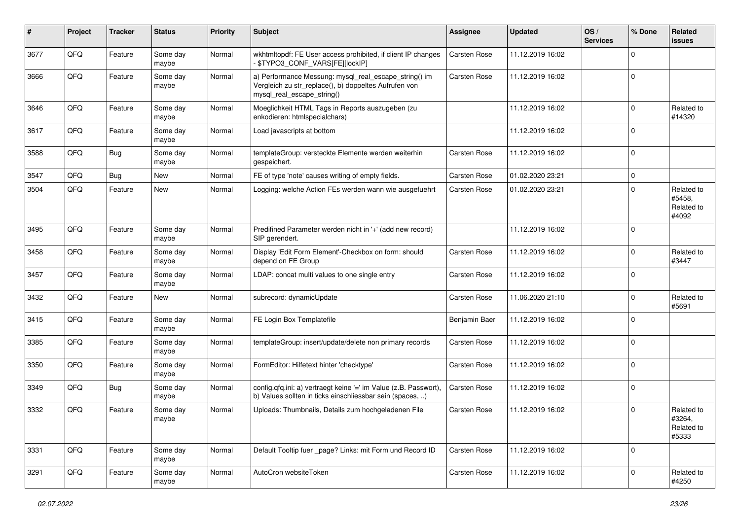| # | Project | Tracker | Status | Priority | Subject | Assignee | Updated | OS / Services | % Done | Related issues |
|---|---|---|---|---|---|---|---|---|---|---|
| 3677 | QFQ | Feature | Some day maybe | Normal | wkhtmltopdf: FE User access prohibited, if client IP changes - $TYPO3_CONF_VARS[FE][lockIP] | Carsten Rose | 11.12.2019 16:02 | | 0 | |
| 3666 | QFQ | Feature | Some day maybe | Normal | a) Performance Messung: mysql_real_escape_string() im Vergleich zu str_replace(), b) doppeltes Aufrufen von mysql_real_escape_string() | Carsten Rose | 11.12.2019 16:02 | | 0 | |
| 3646 | QFQ | Feature | Some day maybe | Normal | Moeglichkeit HTML Tags in Reports auszugeben (zu enkodieren: htmlspecialchars) | | 11.12.2019 16:02 | | 0 | Related to #14320 |
| 3617 | QFQ | Feature | Some day maybe | Normal | Load javascripts at bottom | | 11.12.2019 16:02 | | 0 | |
| 3588 | QFQ | Bug | Some day maybe | Normal | templateGroup: versteckte Elemente werden weiterhin gespeichert. | Carsten Rose | 11.12.2019 16:02 | | 0 | |
| 3547 | QFQ | Bug | New | Normal | FE of type 'note' causes writing of empty fields. | Carsten Rose | 01.02.2020 23:21 | | 0 | |
| 3504 | QFQ | Feature | New | Normal | Logging: welche Action FEs werden wann wie ausgefuehrt | Carsten Rose | 01.02.2020 23:21 | | 0 | Related to #5458, Related to #4092 |
| 3495 | QFQ | Feature | Some day maybe | Normal | Predifined Parameter werden nicht in '+' (add new record) SIP gerendert. | | 11.12.2019 16:02 | | 0 | |
| 3458 | QFQ | Feature | Some day maybe | Normal | Display 'Edit Form Element'-Checkbox on form: should depend on FE Group | Carsten Rose | 11.12.2019 16:02 | | 0 | Related to #3447 |
| 3457 | QFQ | Feature | Some day maybe | Normal | LDAP: concat multi values to one single entry | Carsten Rose | 11.12.2019 16:02 | | 0 | |
| 3432 | QFQ | Feature | New | Normal | subrecord: dynamicUpdate | Carsten Rose | 11.06.2020 21:10 | | 0 | Related to #5691 |
| 3415 | QFQ | Feature | Some day maybe | Normal | FE Login Box Templatefile | Benjamin Baer | 11.12.2019 16:02 | | 0 | |
| 3385 | QFQ | Feature | Some day maybe | Normal | templateGroup: insert/update/delete non primary records | Carsten Rose | 11.12.2019 16:02 | | 0 | |
| 3350 | QFQ | Feature | Some day maybe | Normal | FormEditor: Hilfetext hinter 'checktype' | Carsten Rose | 11.12.2019 16:02 | | 0 | |
| 3349 | QFQ | Bug | Some day maybe | Normal | config.qfq.ini: a) vertraegt keine '=' im Value (z.B. Passwort), b) Values sollten in ticks einschliessbar sein (spaces, ..) | Carsten Rose | 11.12.2019 16:02 | | 0 | |
| 3332 | QFQ | Feature | Some day maybe | Normal | Uploads: Thumbnails, Details zum hochgeladenen File | Carsten Rose | 11.12.2019 16:02 | | 0 | Related to #3264, Related to #5333 |
| 3331 | QFQ | Feature | Some day maybe | Normal | Default Tooltip fuer _page? Links: mit Form und Record ID | Carsten Rose | 11.12.2019 16:02 | | 0 | |
| 3291 | QFQ | Feature | Some day maybe | Normal | AutoCron websiteToken | Carsten Rose | 11.12.2019 16:02 | | 0 | Related to #4250 |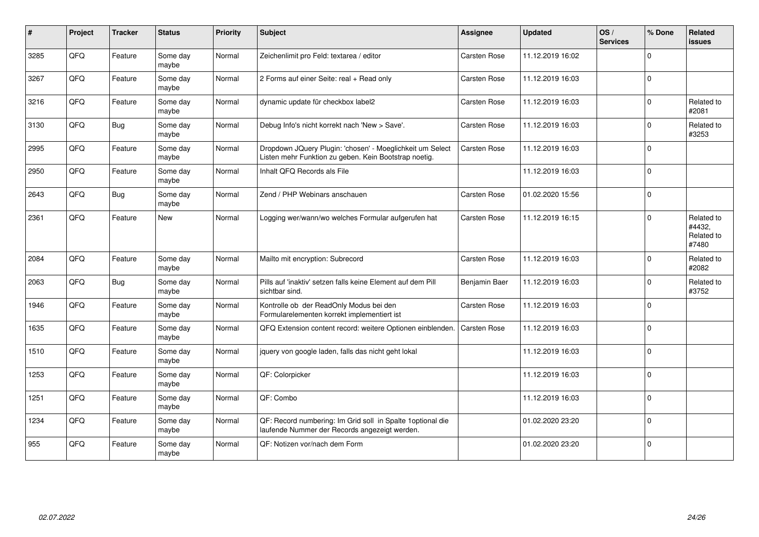| # | Project | Tracker | Status | Priority | Subject | Assignee | Updated | OS / Services | % Done | Related issues |
|---|---|---|---|---|---|---|---|---|---|---|
| 3285 | QFQ | Feature | Some day maybe | Normal | Zeichenlimit pro Feld: textarea / editor | Carsten Rose | 11.12.2019 16:02 | | 0 | |
| 3267 | QFQ | Feature | Some day maybe | Normal | 2 Forms auf einer Seite: real + Read only | Carsten Rose | 11.12.2019 16:03 | | 0 | |
| 3216 | QFQ | Feature | Some day maybe | Normal | dynamic update für checkbox label2 | Carsten Rose | 11.12.2019 16:03 | | 0 | Related to #2081 |
| 3130 | QFQ | Bug | Some day maybe | Normal | Debug Info's nicht korrekt nach 'New > Save'. | Carsten Rose | 11.12.2019 16:03 | | 0 | Related to #3253 |
| 2995 | QFQ | Feature | Some day maybe | Normal | Dropdown JQuery Plugin: 'chosen' - Moeglichkeit um Select Listen mehr Funktion zu geben. Kein Bootstrap noetig. | Carsten Rose | 11.12.2019 16:03 | | 0 | |
| 2950 | QFQ | Feature | Some day maybe | Normal | Inhalt QFQ Records als File | | 11.12.2019 16:03 | | 0 | |
| 2643 | QFQ | Bug | Some day maybe | Normal | Zend / PHP Webinars anschauen | Carsten Rose | 01.02.2020 15:56 | | 0 | |
| 2361 | QFQ | Feature | New | Normal | Logging wer/wann/wo welches Formular aufgerufen hat | Carsten Rose | 11.12.2019 16:15 | | 0 | Related to #4432, Related to #7480 |
| 2084 | QFQ | Feature | Some day maybe | Normal | Mailto mit encryption: Subrecord | Carsten Rose | 11.12.2019 16:03 | | 0 | Related to #2082 |
| 2063 | QFQ | Bug | Some day maybe | Normal | Pills auf 'inaktiv' setzen falls keine Element auf dem Pill sichtbar sind. | Benjamin Baer | 11.12.2019 16:03 | | 0 | Related to #3752 |
| 1946 | QFQ | Feature | Some day maybe | Normal | Kontrolle ob der ReadOnly Modus bei den Formularelementen korrekt implementiert ist | Carsten Rose | 11.12.2019 16:03 | | 0 | |
| 1635 | QFQ | Feature | Some day maybe | Normal | QFQ Extension content record: weitere Optionen einblenden. | Carsten Rose | 11.12.2019 16:03 | | 0 | |
| 1510 | QFQ | Feature | Some day maybe | Normal | jquery von google laden, falls das nicht geht lokal | | 11.12.2019 16:03 | | 0 | |
| 1253 | QFQ | Feature | Some day maybe | Normal | QF: Colorpicker | | 11.12.2019 16:03 | | 0 | |
| 1251 | QFQ | Feature | Some day maybe | Normal | QF: Combo | | 11.12.2019 16:03 | | 0 | |
| 1234 | QFQ | Feature | Some day maybe | Normal | QF: Record numbering: Im Grid soll in Spalte 1optional die laufende Nummer der Records angezeigt werden. | | 01.02.2020 23:20 | | 0 | |
| 955 | QFQ | Feature | Some day maybe | Normal | QF: Notizen vor/nach dem Form | | 01.02.2020 23:20 | | 0 | |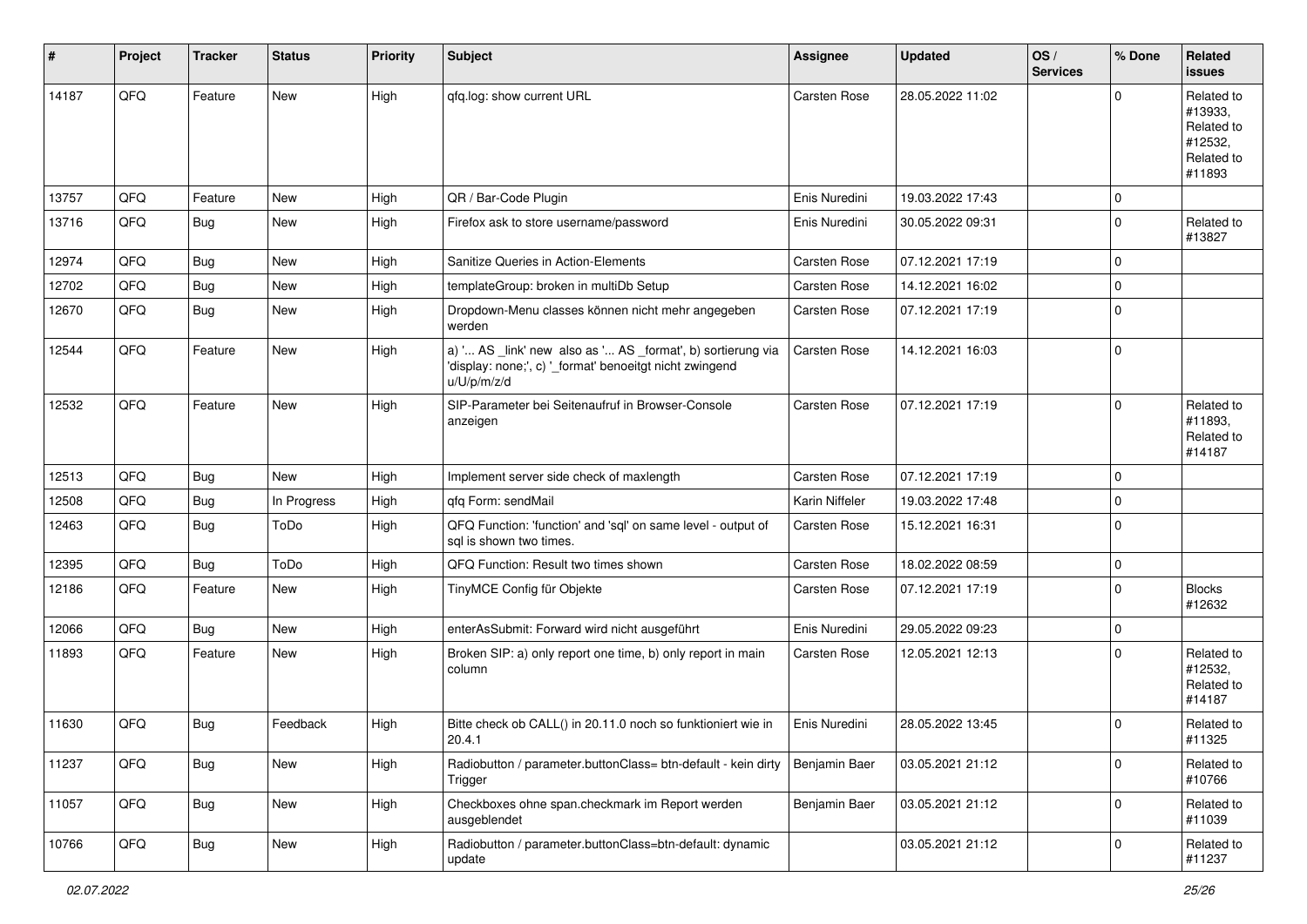| # | Project | Tracker | Status | Priority | Subject | Assignee | Updated | OS / Services | % Done | Related issues |
|---|---|---|---|---|---|---|---|---|---|---|
| 14187 | QFQ | Feature | New | High | qfq.log: show current URL | Carsten Rose | 28.05.2022 11:02 | | 0 | Related to #13933, Related to #12532, Related to #11893 |
| 13757 | QFQ | Feature | New | High | QR / Bar-Code Plugin | Enis Nuredini | 19.03.2022 17:43 | | 0 | |
| 13716 | QFQ | Bug | New | High | Firefox ask to store username/password | Enis Nuredini | 30.05.2022 09:31 | | 0 | Related to #13827 |
| 12974 | QFQ | Bug | New | High | Sanitize Queries in Action-Elements | Carsten Rose | 07.12.2021 17:19 | | 0 | |
| 12702 | QFQ | Bug | New | High | templateGroup: broken in multiDb Setup | Carsten Rose | 14.12.2021 16:02 | | 0 | |
| 12670 | QFQ | Bug | New | High | Dropdown-Menu classes können nicht mehr angegeben werden | Carsten Rose | 07.12.2021 17:19 | | 0 | |
| 12544 | QFQ | Feature | New | High | a) '... AS _link' new also as '... AS _format', b) sortierung via 'display: none;', c) '_format' benoeitgt nicht zwingend u/U/p/m/z/d | Carsten Rose | 14.12.2021 16:03 | | 0 | |
| 12532 | QFQ | Feature | New | High | SIP-Parameter bei Seitenaufruf in Browser-Console anzeigen | Carsten Rose | 07.12.2021 17:19 | | 0 | Related to #11893, Related to #14187 |
| 12513 | QFQ | Bug | New | High | Implement server side check of maxlength | Carsten Rose | 07.12.2021 17:19 | | 0 | |
| 12508 | QFQ | Bug | In Progress | High | qfq Form: sendMail | Karin Niffeler | 19.03.2022 17:48 | | 0 | |
| 12463 | QFQ | Bug | ToDo | High | QFQ Function: 'function' and 'sql' on same level - output of sql is shown two times. | Carsten Rose | 15.12.2021 16:31 | | 0 | |
| 12395 | QFQ | Bug | ToDo | High | QFQ Function: Result two times shown | Carsten Rose | 18.02.2022 08:59 | | 0 | |
| 12186 | QFQ | Feature | New | High | TinyMCE Config für Objekte | Carsten Rose | 07.12.2021 17:19 | | 0 | Blocks #12632 |
| 12066 | QFQ | Bug | New | High | enterAsSubmit: Forward wird nicht ausgeführt | Enis Nuredini | 29.05.2022 09:23 | | 0 | |
| 11893 | QFQ | Feature | New | High | Broken SIP: a) only report one time, b) only report in main column | Carsten Rose | 12.05.2021 12:13 | | 0 | Related to #12532, Related to #14187 |
| 11630 | QFQ | Bug | Feedback | High | Bitte check ob CALL() in 20.11.0 noch so funktioniert wie in 20.4.1 | Enis Nuredini | 28.05.2022 13:45 | | 0 | Related to #11325 |
| 11237 | QFQ | Bug | New | High | Radiobutton / parameter.buttonClass= btn-default - kein dirty Trigger | Benjamin Baer | 03.05.2021 21:12 | | 0 | Related to #10766 |
| 11057 | QFQ | Bug | New | High | Checkboxes ohne span.checkmark im Report werden ausgeblendet | Benjamin Baer | 03.05.2021 21:12 | | 0 | Related to #11039 |
| 10766 | QFQ | Bug | New | High | Radiobutton / parameter.buttonClass=btn-default: dynamic update | | 03.05.2021 21:12 | | 0 | Related to #11237 |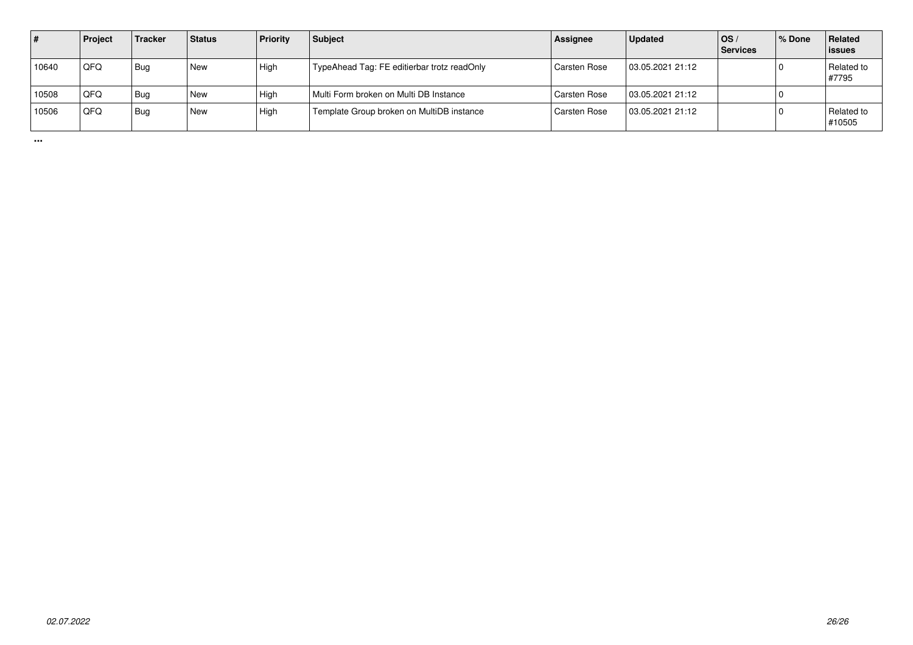| # | Project | Tracker | Status | Priority | Subject | Assignee | Updated | OS / Services | % Done | Related issues |
|---|---|---|---|---|---|---|---|---|---|---|
| 10640 | QFQ | Bug | New | High | TypeAhead Tag: FE editierbar trotz readOnly | Carsten Rose | 03.05.2021 21:12 | | 0 | Related to #7795 |
| 10508 | QFQ | Bug | New | High | Multi Form broken on Multi DB Instance | Carsten Rose | 03.05.2021 21:12 | | 0 | |
| 10506 | QFQ | Bug | New | High | Template Group broken on MultiDB instance | Carsten Rose | 03.05.2021 21:12 | | 0 | Related to #10505 |

**...**